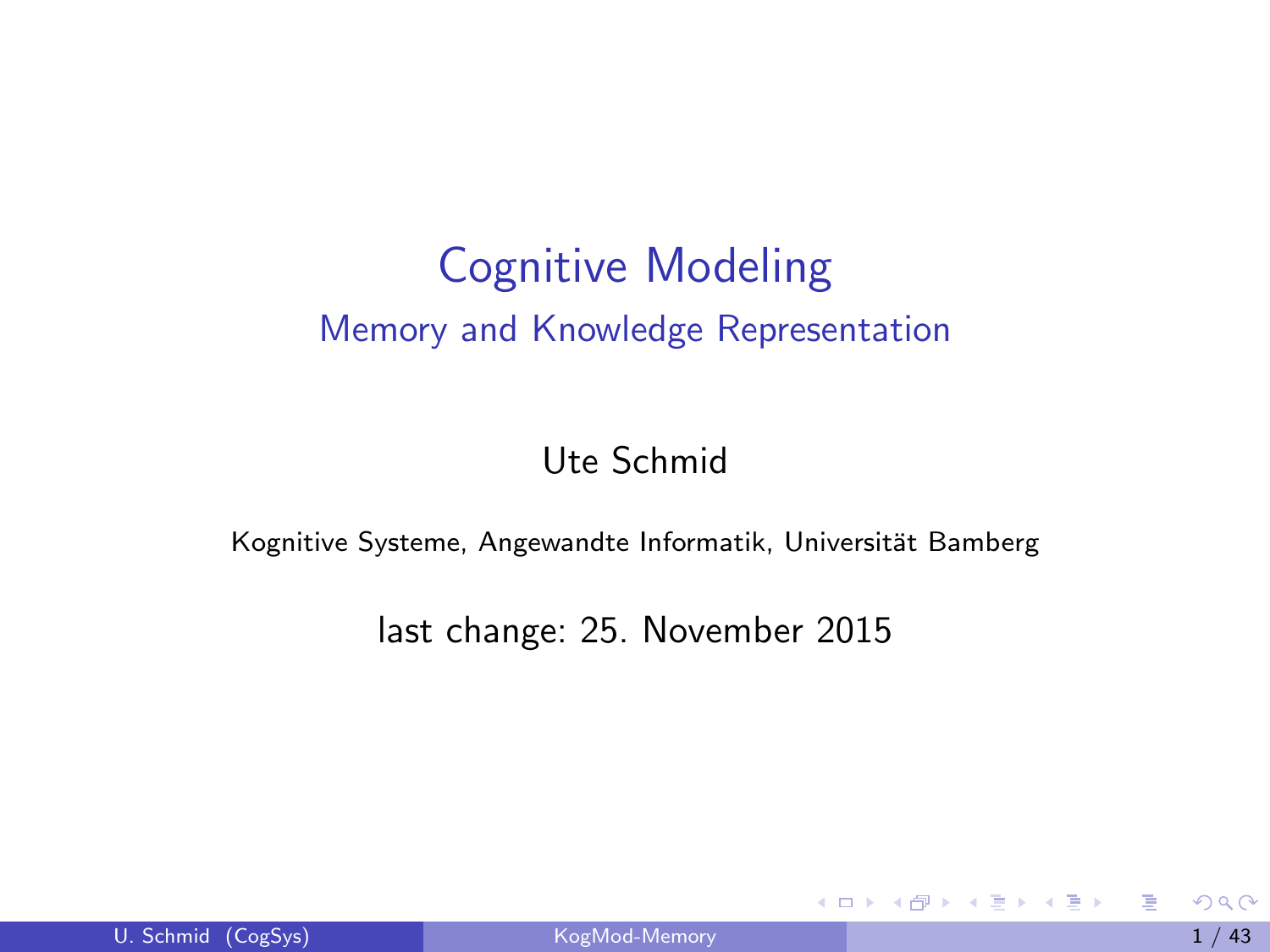# Cognitive Modeling

## Memory and Knowledge Representation

Ute Schmid

Kognitive Systeme, Angewandte Informatik, Universität Bamberg

last change: 25. November 2015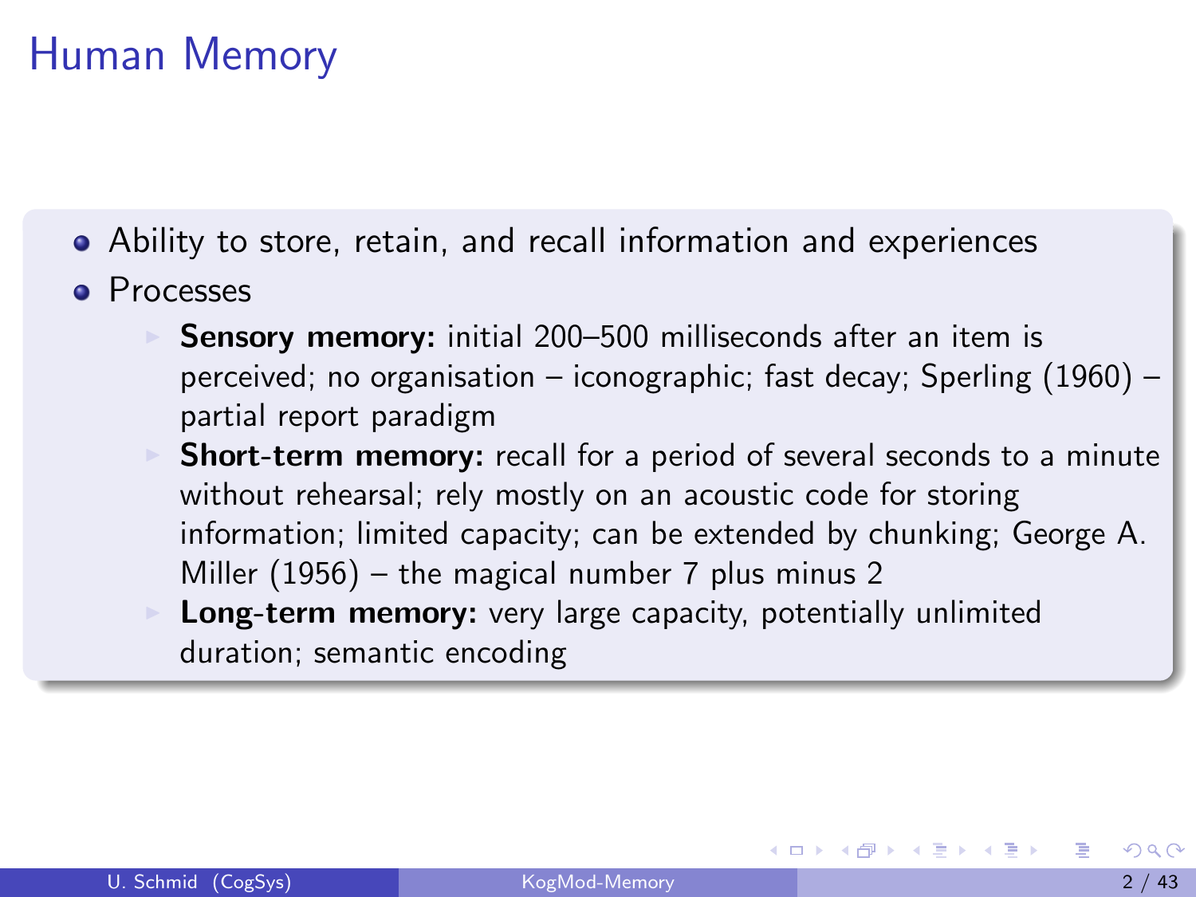# Human Memory

- Ability to store, retain, and recall information and experiences
- Processes
  - **Sensory memory:** initial 200–500 milliseconds after an item is perceived; no organisation – iconographic; fast decay; Sperling (1960) – partial report paradigm
  - **Short-term memory:** recall for a period of several seconds to a minute without rehearsal; rely mostly on an acoustic code for storing information; limited capacity; can be extended by chunking; George A. Miller (1956) – the magical number 7 plus minus 2
  - **Long-term memory:** very large capacity, potentially unlimited duration; semantic encoding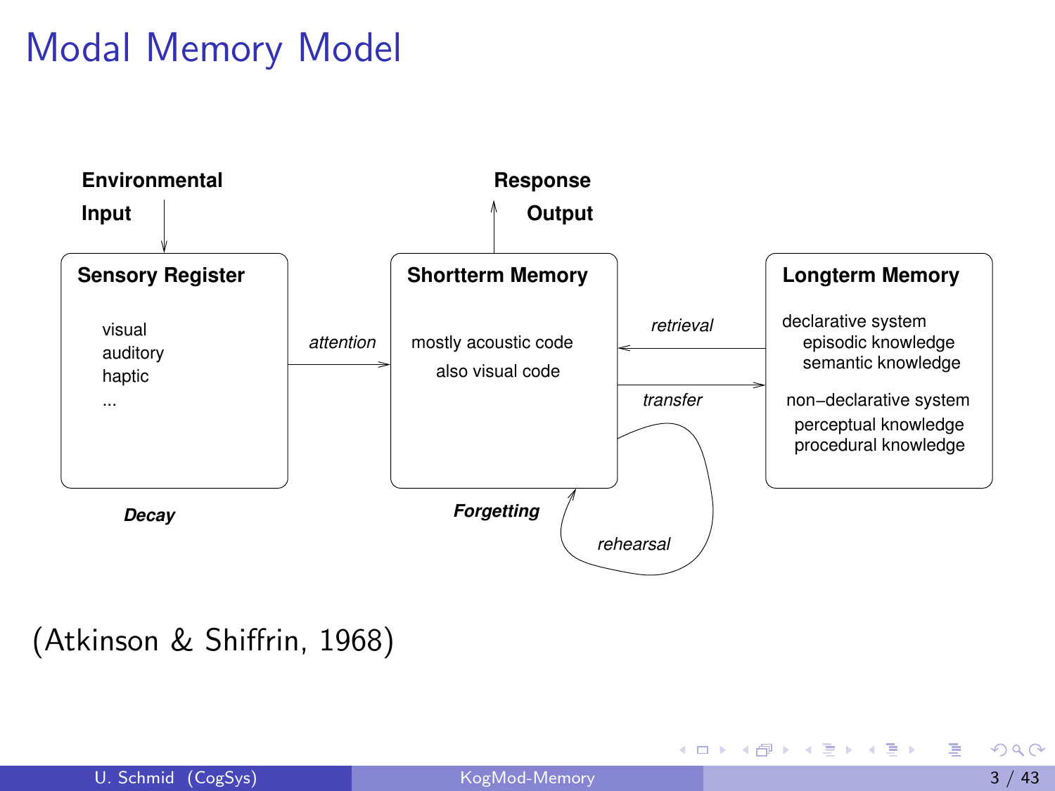# Modal Memory Model

**Environmental Input**

**Response Output**

**Sensory Register**

visual
auditory
haptic
...

*attention*

**Shortterm Memory**

mostly acoustic code
also visual code

*retrieval*

*transfer*

**Longterm Memory**

declarative system
episodic knowledge
semantic knowledge

non−declarative system
perceptual knowledge
procedural knowledge

***Decay***

***Forgetting***

*rehearsal*

(Atkinson & Shiffrin, 1968)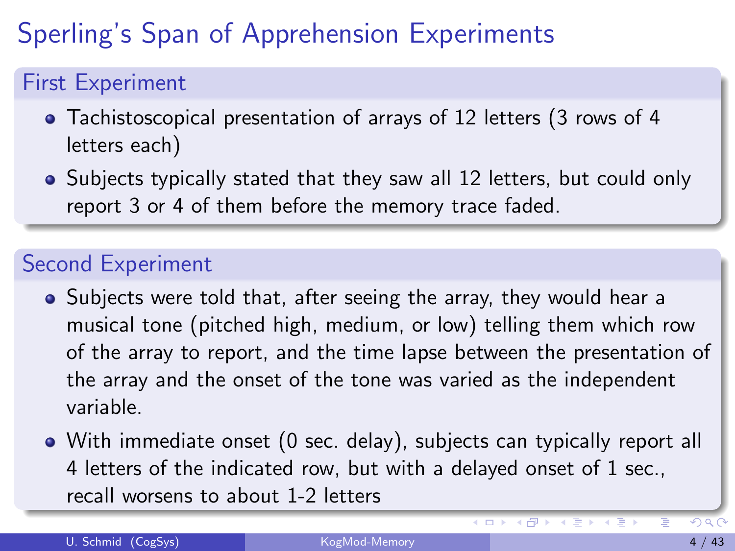# Sperling's Span of Apprehension Experiments

## First Experiment

- Tachistoscopical presentation of arrays of 12 letters (3 rows of 4 letters each)
- Subjects typically stated that they saw all 12 letters, but could only report 3 or 4 of them before the memory trace faded.

## Second Experiment

- Subjects were told that, after seeing the array, they would hear a musical tone (pitched high, medium, or low) telling them which row of the array to report, and the time lapse between the presentation of the array and the onset of the tone was varied as the independent variable.
- With immediate onset (0 sec. delay), subjects can typically report all 4 letters of the indicated row, but with a delayed onset of 1 sec., recall worsens to about 1-2 letters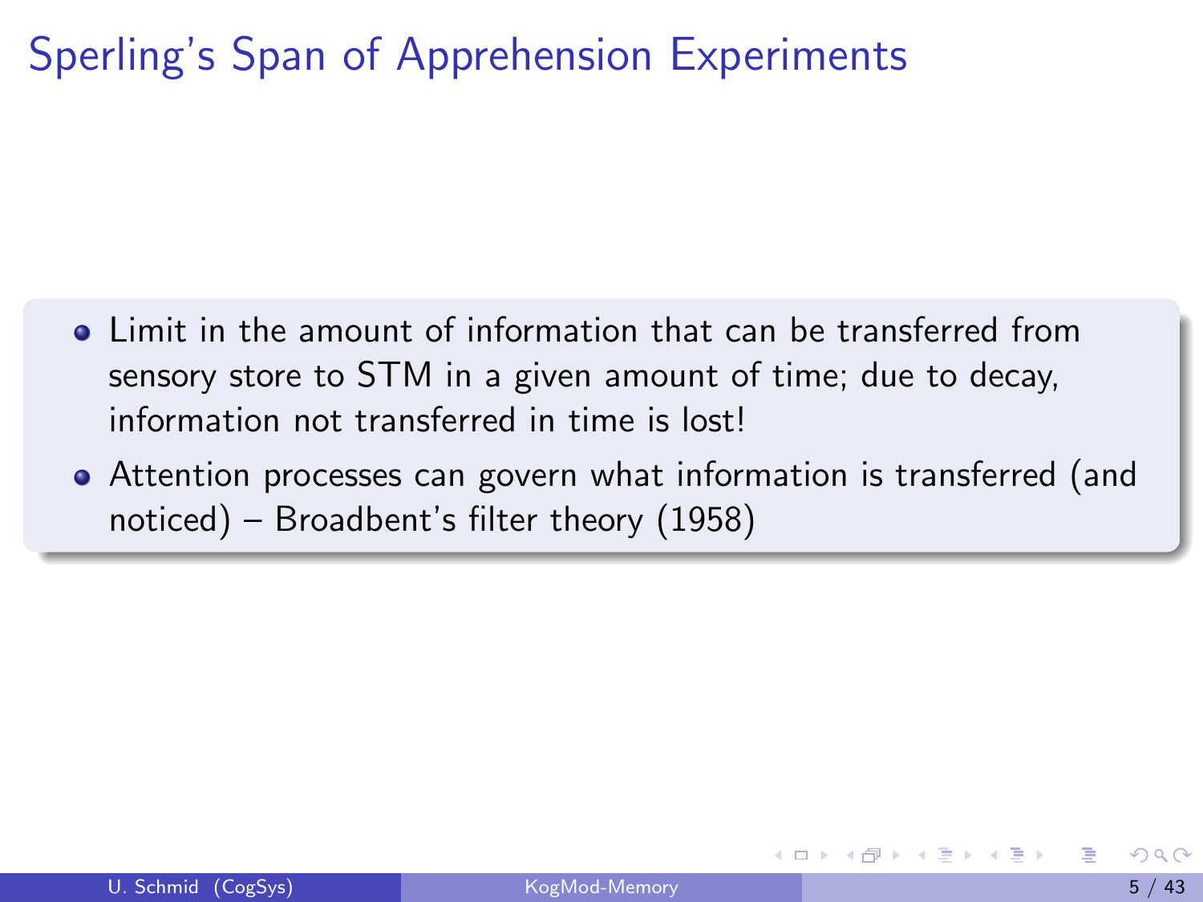# Sperling's Span of Apprehension Experiments

- Limit in the amount of information that can be transferred from sensory store to STM in a given amount of time; due to decay, information not transferred in time is lost!
- Attention processes can govern what information is transferred (and noticed) – Broadbent's filter theory (1958)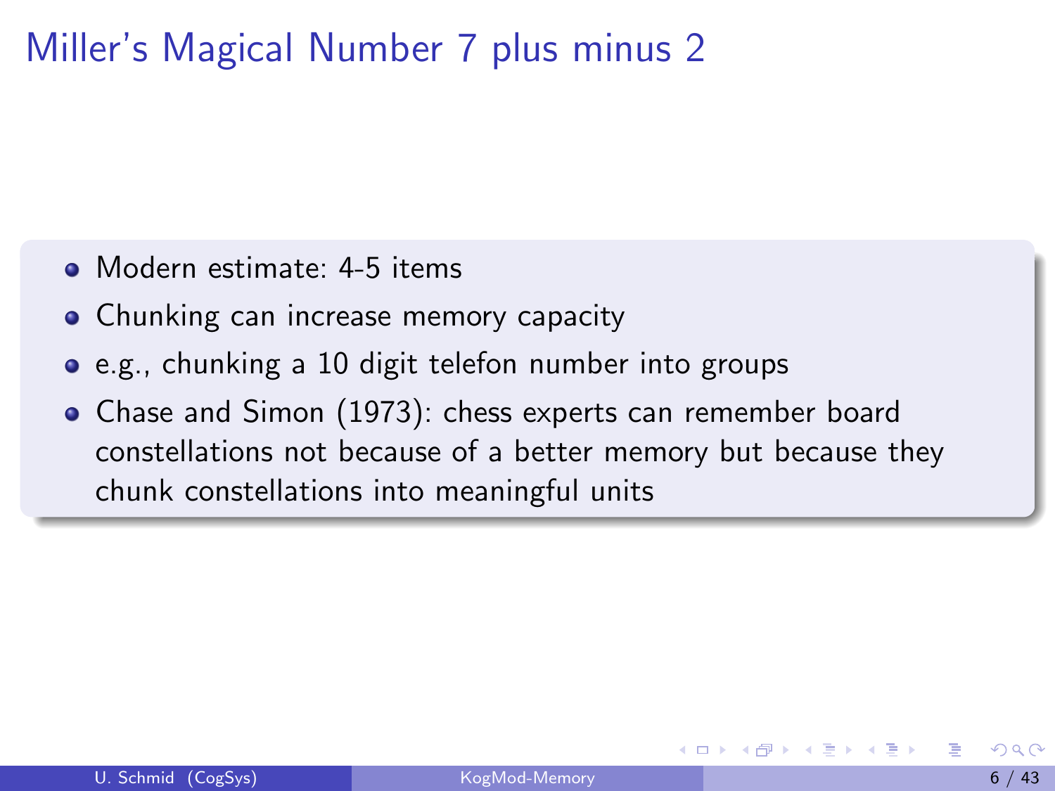# Miller's Magical Number 7 plus minus 2

- Modern estimate: 4-5 items
- Chunking can increase memory capacity
- e.g., chunking a 10 digit telefon number into groups
- Chase and Simon (1973): chess experts can remember board constellations not because of a better memory but because they chunk constellations into meaningful units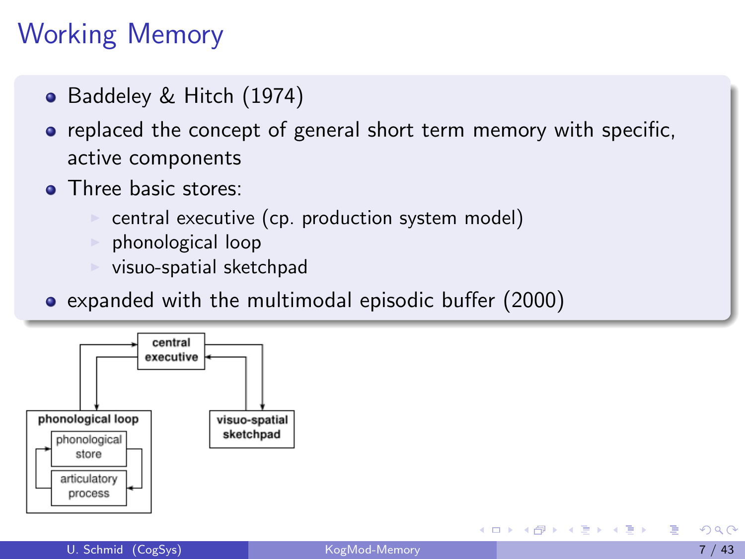# Working Memory

- Baddeley & Hitch (1974)
- replaced the concept of general short term memory with specific, active components
- Three basic stores:
  - central executive (cp. production system model)
  - phonological loop
  - visuo-spatial sketchpad
- expanded with the multimodal episodic buffer (2000)

central executive

phonological loop

phonological store

articulatory process

visuo-spatial sketchpad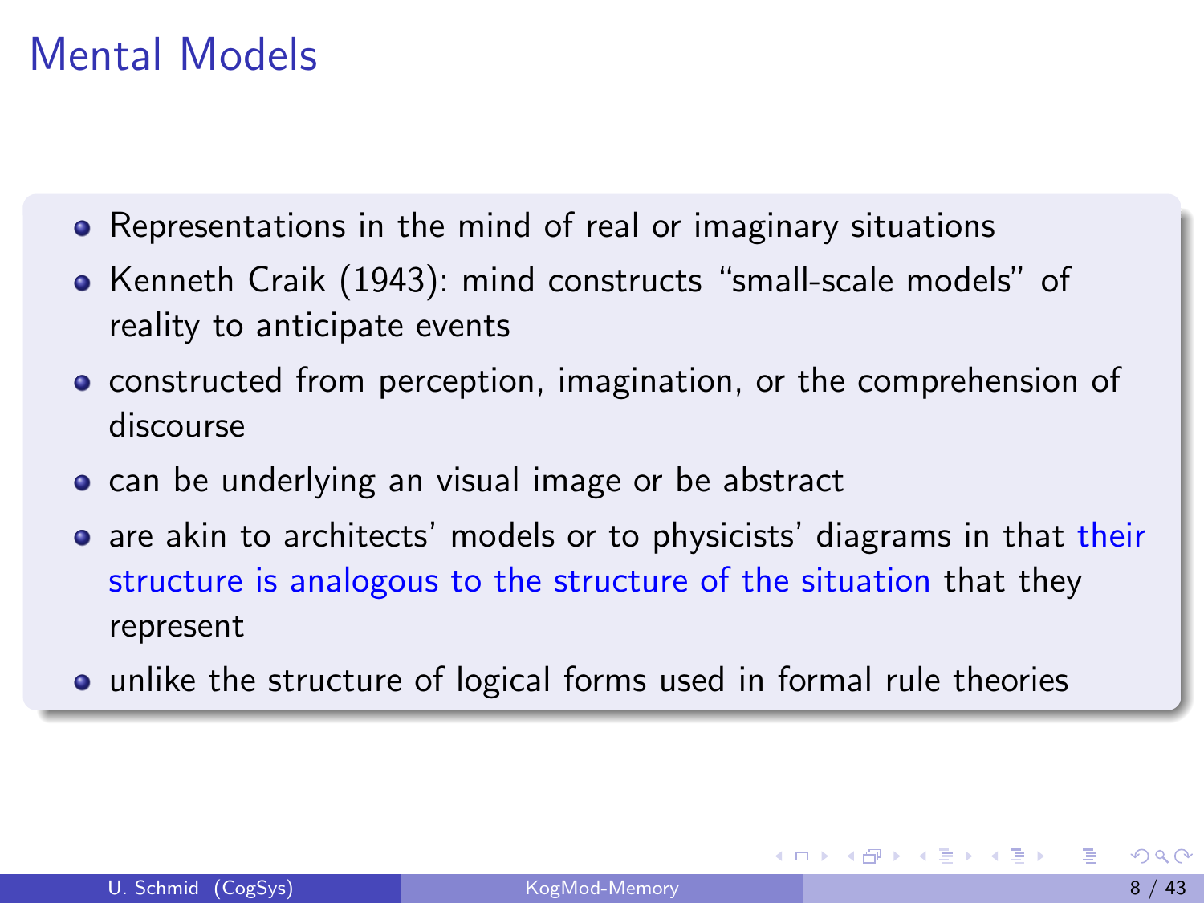# Mental Models

- Representations in the mind of real or imaginary situations
- Kenneth Craik (1943): mind constructs "small-scale models" of reality to anticipate events
- constructed from perception, imagination, or the comprehension of discourse
- can be underlying an visual image or be abstract
- are akin to architects' models or to physicists' diagrams in that their structure is analogous to the structure of the situation that they represent
- unlike the structure of logical forms used in formal rule theories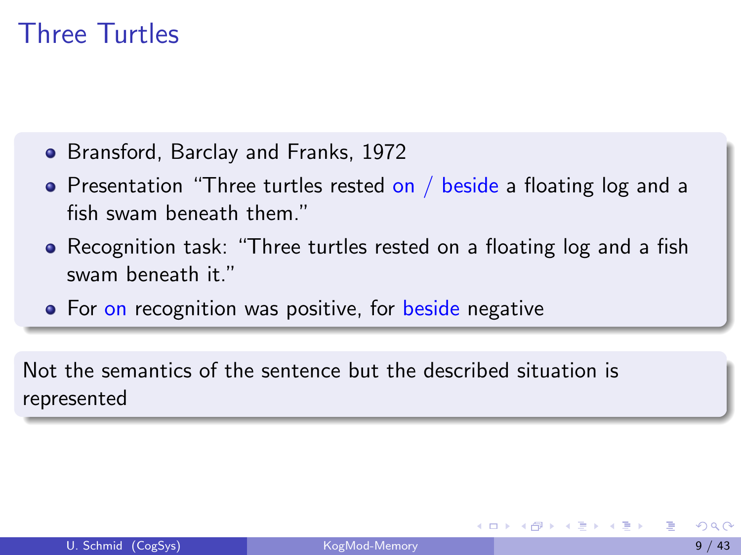# Three Turtles

- Bransford, Barclay and Franks, 1972
- Presentation "Three turtles rested on / beside a floating log and a fish swam beneath them."
- Recognition task: "Three turtles rested on a floating log and a fish swam beneath it."
- For on recognition was positive, for beside negative

Not the semantics of the sentence but the described situation is represented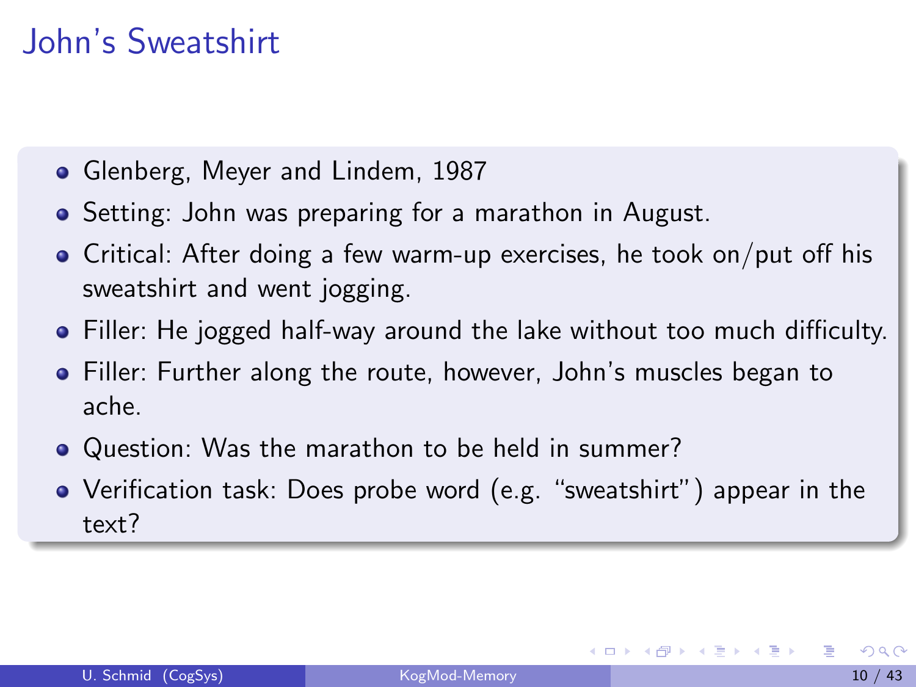# John's Sweatshirt

- Glenberg, Meyer and Lindem, 1987
- Setting: John was preparing for a marathon in August.
- Critical: After doing a few warm-up exercises, he took on/put off his sweatshirt and went jogging.
- Filler: He jogged half-way around the lake without too much difficulty.
- Filler: Further along the route, however, John's muscles began to ache.
- Question: Was the marathon to be held in summer?
- Verification task: Does probe word (e.g. "sweatshirt") appear in the text?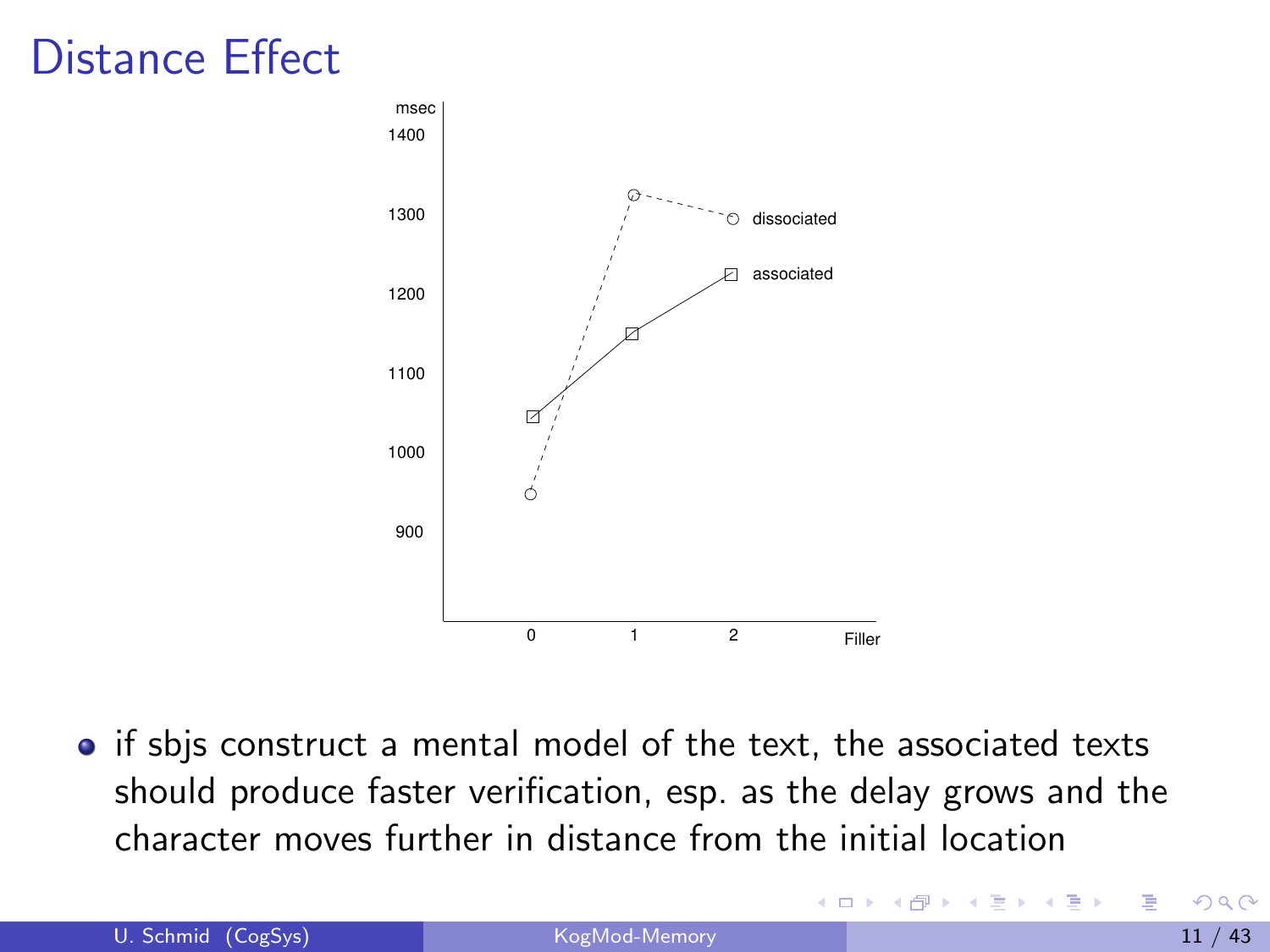# Distance Effect

- if sbjs construct a mental model of the text, the associated texts should produce faster verification, esp. as the delay grows and the character moves further in distance from the initial location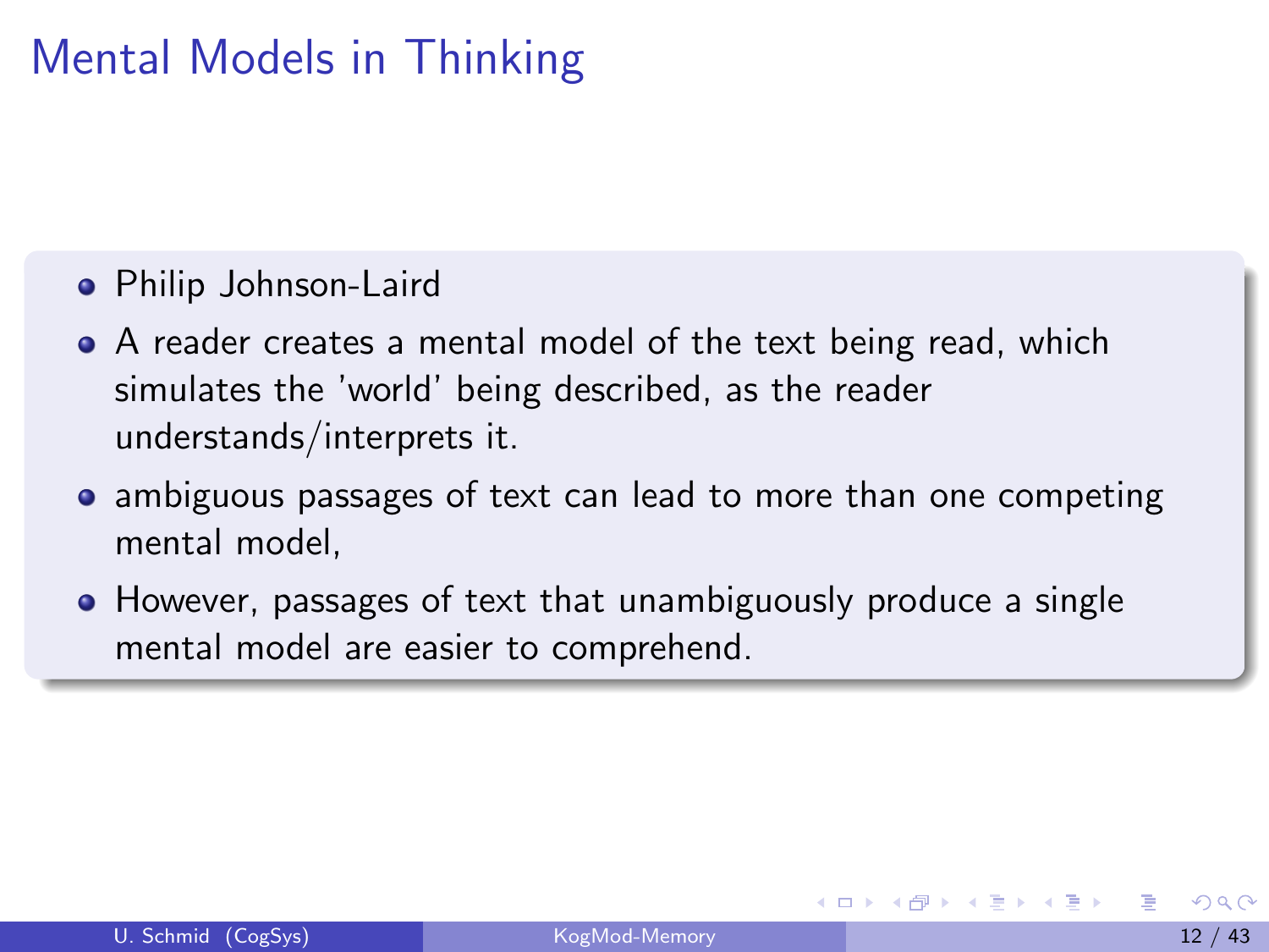# Mental Models in Thinking

- Philip Johnson-Laird
- A reader creates a mental model of the text being read, which simulates the 'world' being described, as the reader understands/interprets it.
- ambiguous passages of text can lead to more than one competing mental model,
- However, passages of text that unambiguously produce a single mental model are easier to comprehend.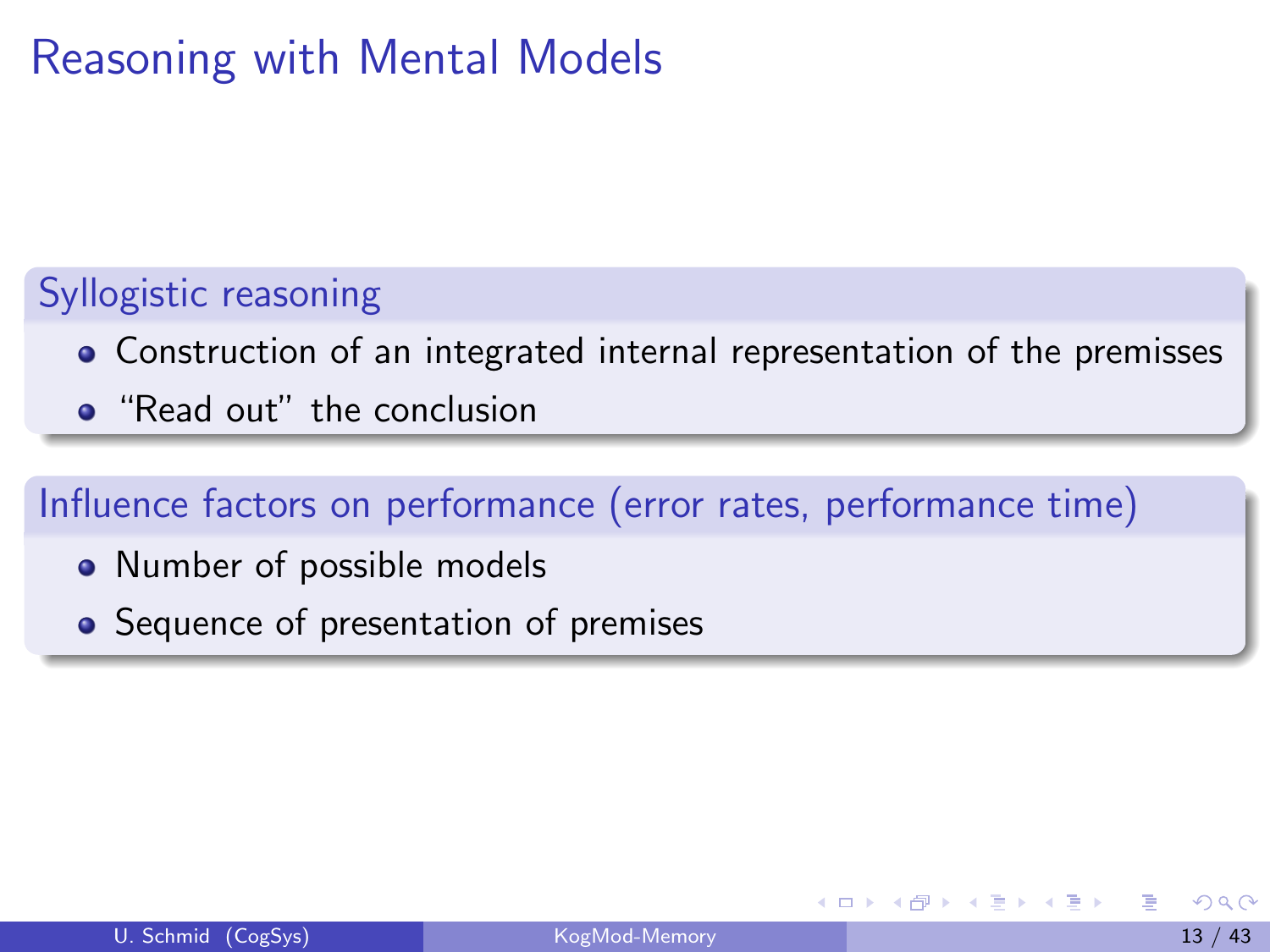# Reasoning with Mental Models

### Syllogistic reasoning

- Construction of an integrated internal representation of the premisses
- “Read out” the conclusion

### Influence factors on performance (error rates, performance time)

- Number of possible models
- Sequence of presentation of premises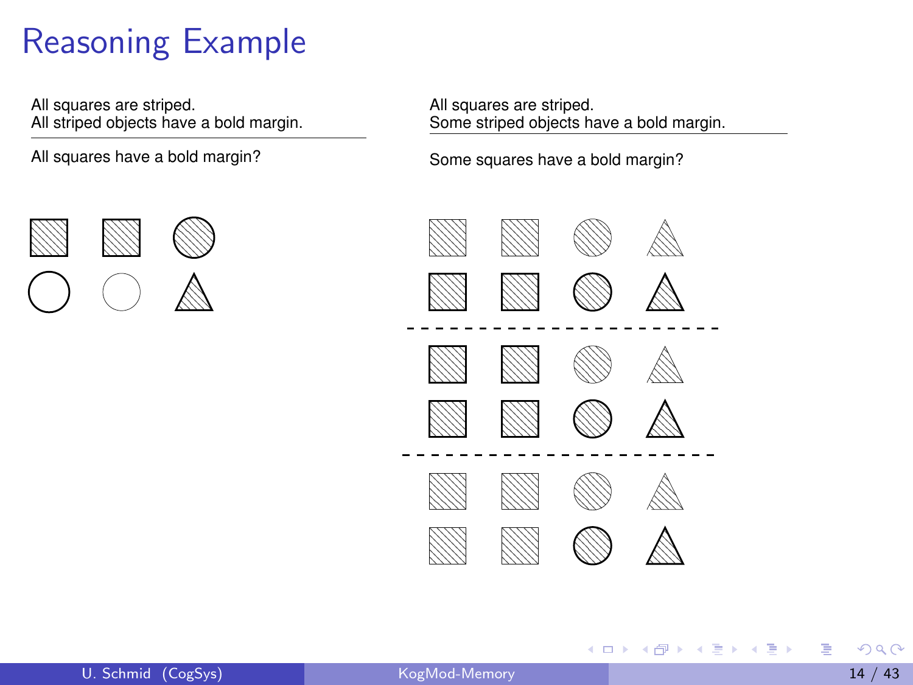# Reasoning Example

All squares are striped.
All striped objects have a bold margin.

---

All squares have a bold margin?

All squares are striped.
Some striped objects have a bold margin.

---

Some squares have a bold margin?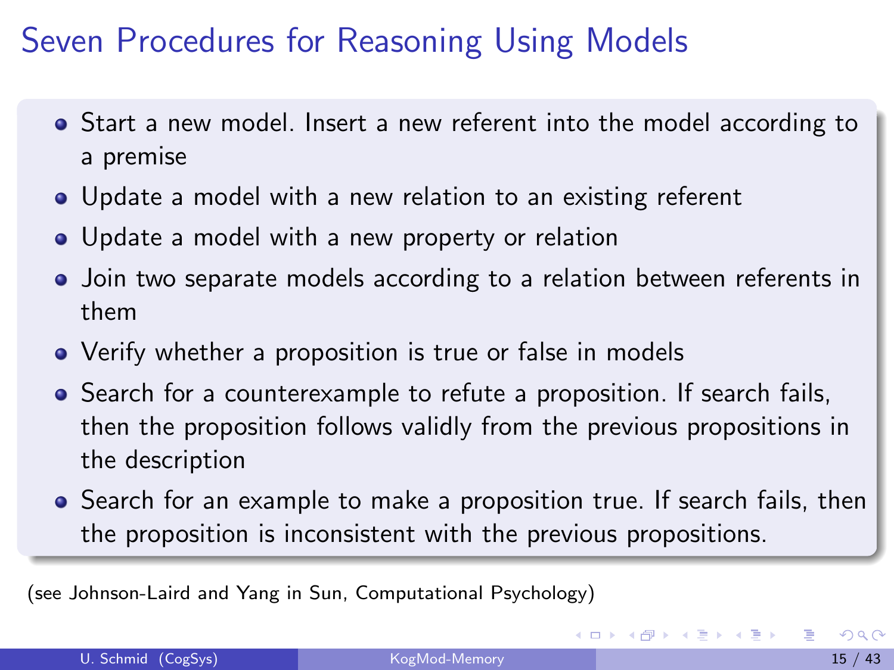# Seven Procedures for Reasoning Using Models

- Start a new model. Insert a new referent into the model according to a premise
- Update a model with a new relation to an existing referent
- Update a model with a new property or relation
- Join two separate models according to a relation between referents in them
- Verify whether a proposition is true or false in models
- Search for a counterexample to refute a proposition. If search fails, then the proposition follows validly from the previous propositions in the description
- Search for an example to make a proposition true. If search fails, then the proposition is inconsistent with the previous propositions.

(see Johnson-Laird and Yang in Sun, Computational Psychology)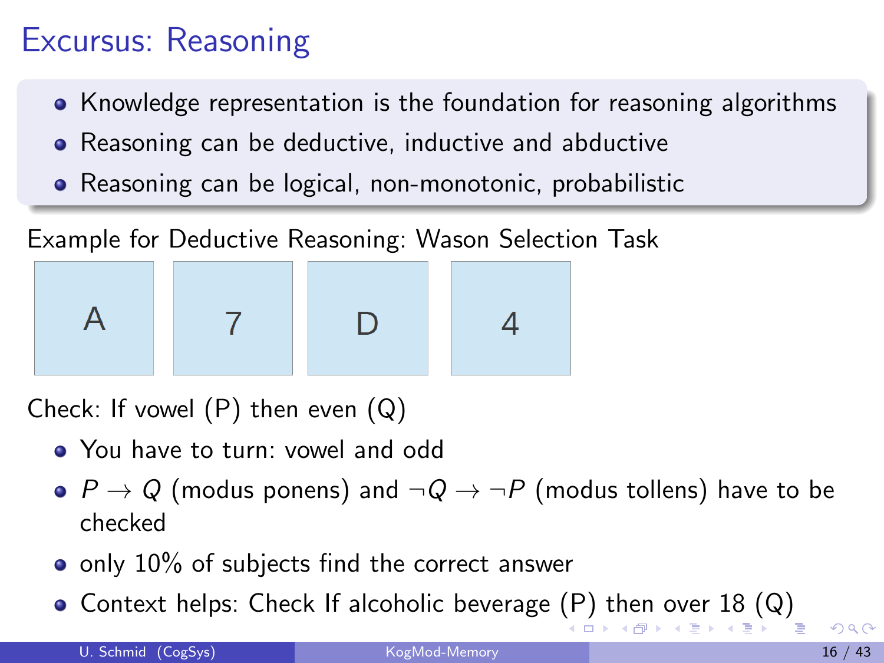# Excursus: Reasoning

- Knowledge representation is the foundation for reasoning algorithms
- Reasoning can be deductive, inductive and abductive
- Reasoning can be logical, non-monotonic, probabilistic

Example for Deductive Reasoning: Wason Selection Task

| A | 7 | D | 4 |
|---|---|---|---|

Check: If vowel (P) then even (Q)

- You have to turn: vowel and odd
- $P \rightarrow Q$ (modus ponens) and $\neg Q \rightarrow \neg P$ (modus tollens) have to be checked
- only 10% of subjects find the correct answer
- Context helps: Check If alcoholic beverage (P) then over 18 (Q)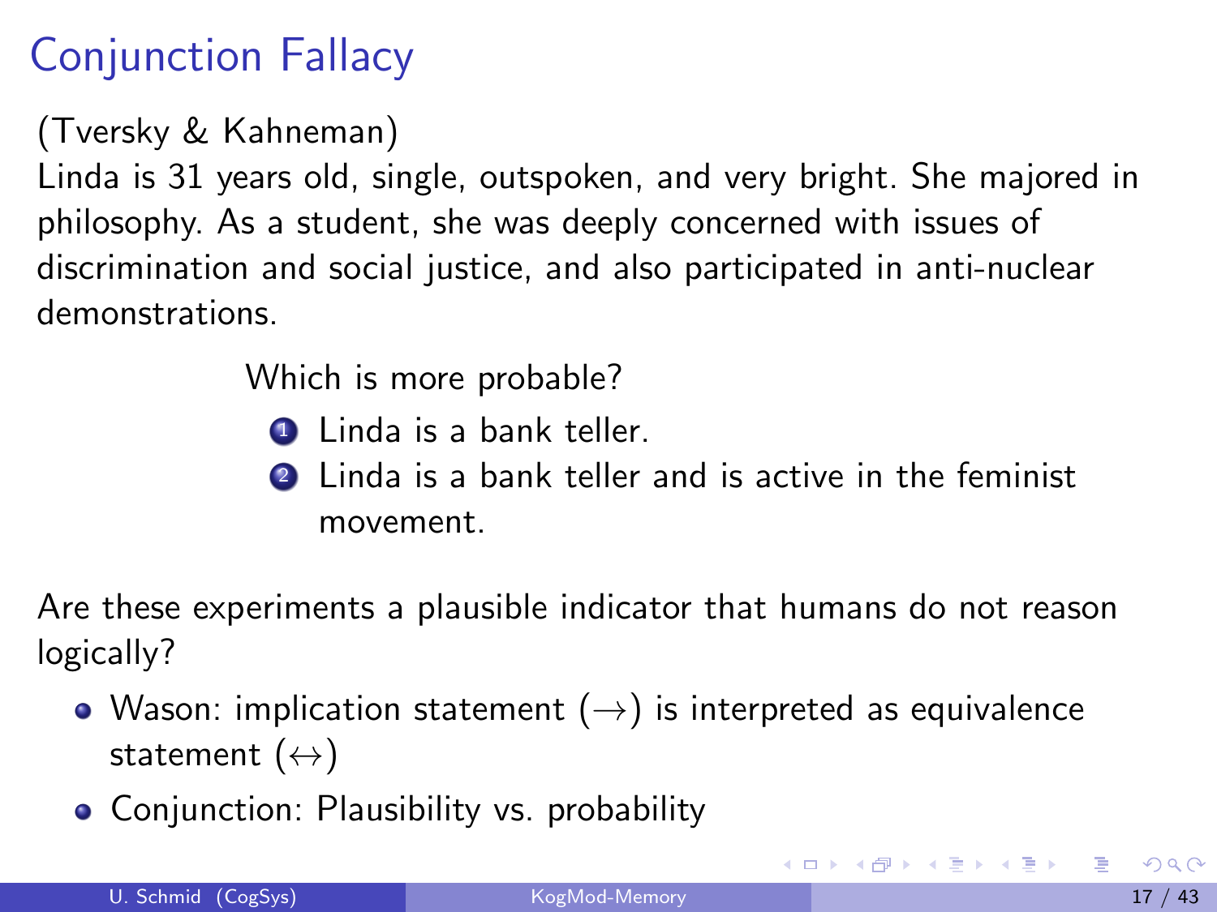# Conjunction Fallacy

(Tversky & Kahneman)
Linda is 31 years old, single, outspoken, and very bright. She majored in philosophy. As a student, she was deeply concerned with issues of discrimination and social justice, and also participated in anti-nuclear demonstrations.

Which is more probable?

1. Linda is a bank teller.
2. Linda is a bank teller and is active in the feminist movement.

Are these experiments a plausible indicator that humans do not reason logically?

- Wason: implication statement ($\rightarrow$) is interpreted as equivalence statement ($\leftrightarrow$)
- Conjunction: Plausibility vs. probability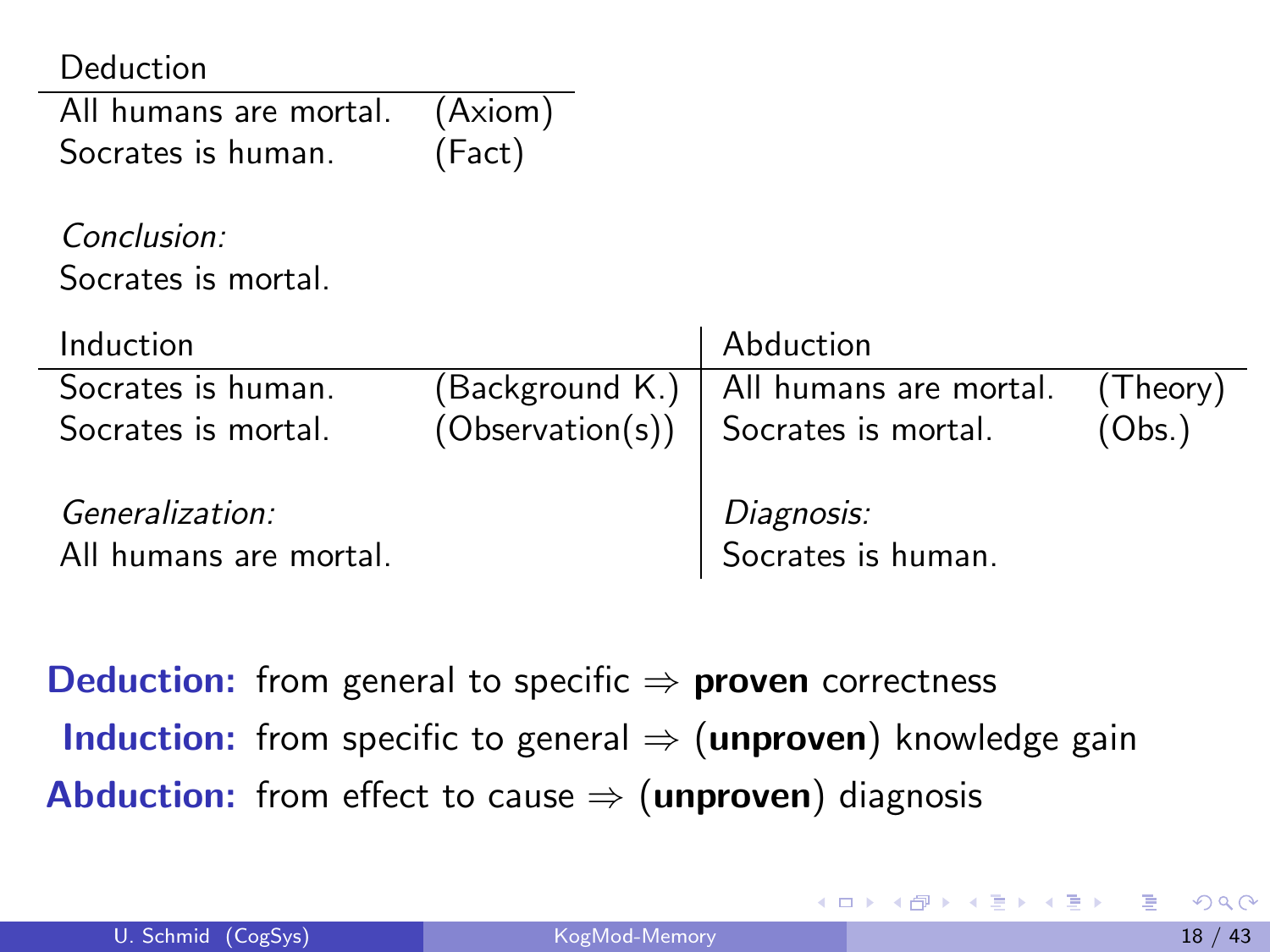| Deduction | |
|---|---|
| All humans are mortal. | (Axiom) |
| Socrates is human. | (Fact) |

*Conclusion:*
Socrates is mortal.

| Induction | |
|---|---|
| Socrates is human. | (Background K.) |
| Socrates is mortal. | (Observation(s)) |

*Generalization:*
All humans are mortal.

| Abduction | |
|---|---|
| All humans are mortal. | (Theory) |
| Socrates is mortal. | (Obs.) |

*Diagnosis:*
Socrates is human.

**Deduction:** from general to specific $\Rightarrow$ **proven** correctness

**Induction:** from specific to general $\Rightarrow$ (**unproven**) knowledge gain

**Abduction:** from effect to cause $\Rightarrow$ (**unproven**) diagnosis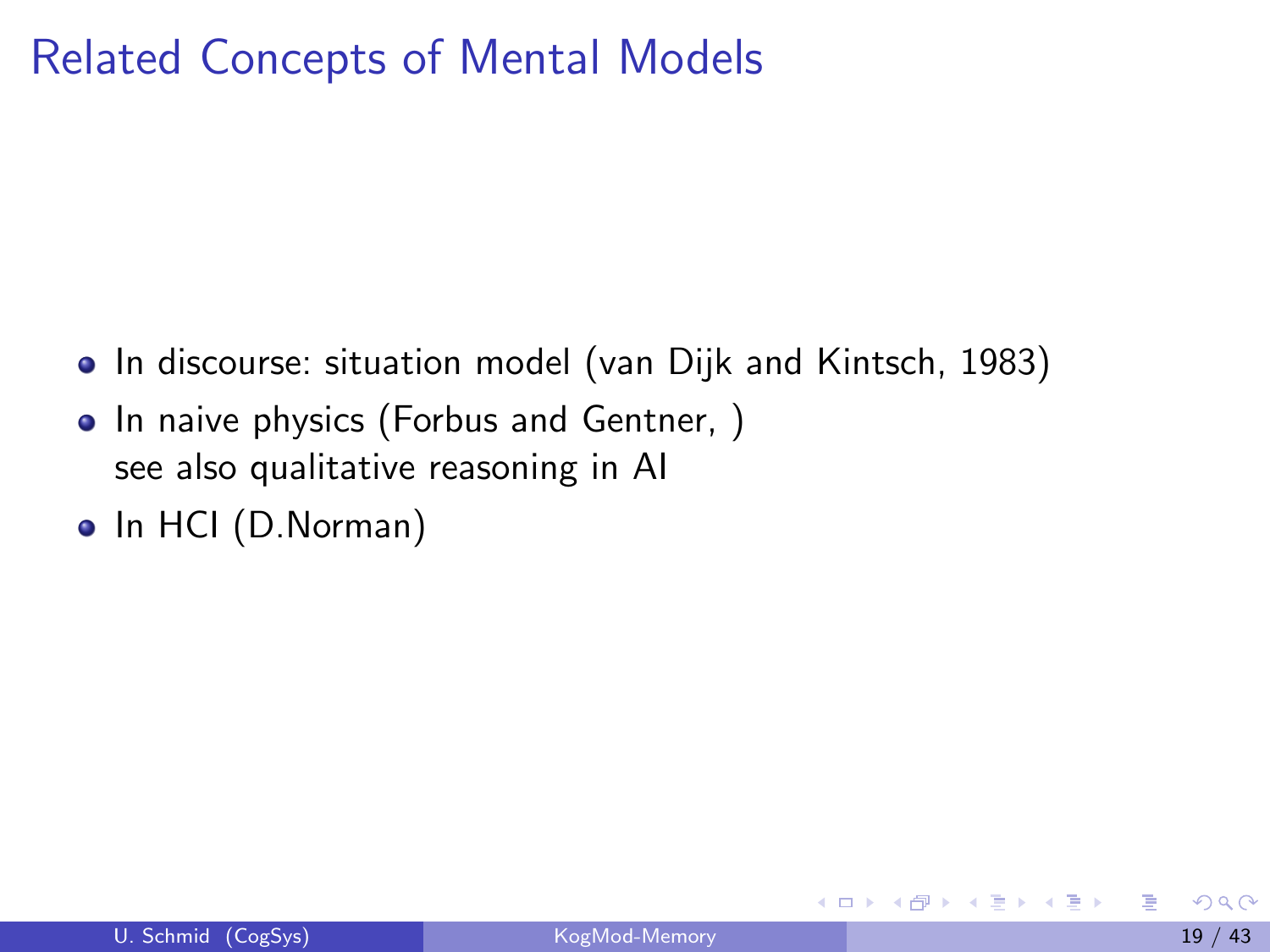# Related Concepts of Mental Models

- In discourse: situation model (van Dijk and Kintsch, 1983)
- In naive physics (Forbus and Gentner, )
  see also qualitative reasoning in AI
- In HCI (D.Norman)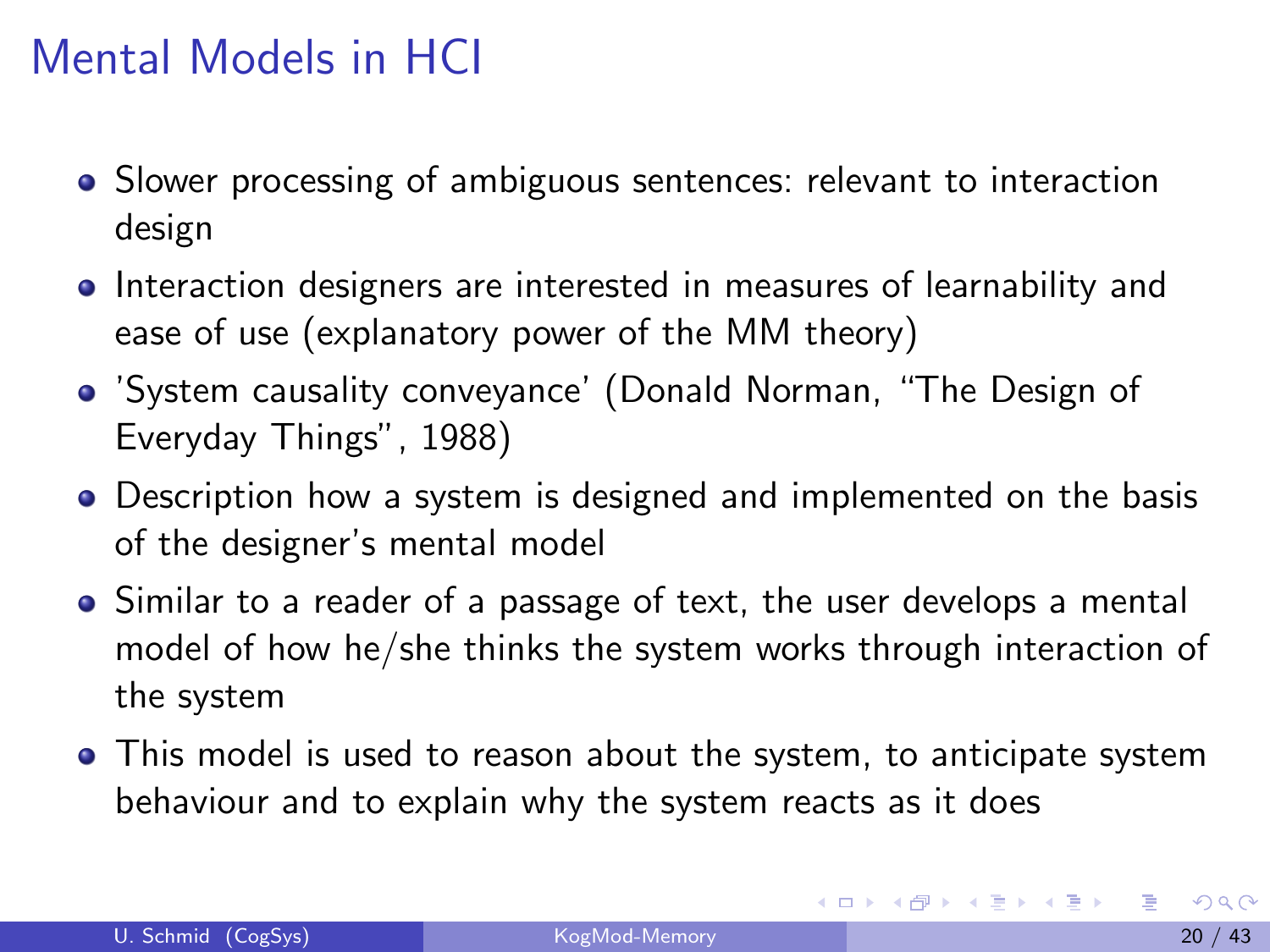# Mental Models in HCI

- Slower processing of ambiguous sentences: relevant to interaction design
- Interaction designers are interested in measures of learnability and ease of use (explanatory power of the MM theory)
- 'System causality conveyance' (Donald Norman, "The Design of Everyday Things", 1988)
- Description how a system is designed and implemented on the basis of the designer's mental model
- Similar to a reader of a passage of text, the user develops a mental model of how he/she thinks the system works through interaction of the system
- This model is used to reason about the system, to anticipate system behaviour and to explain why the system reacts as it does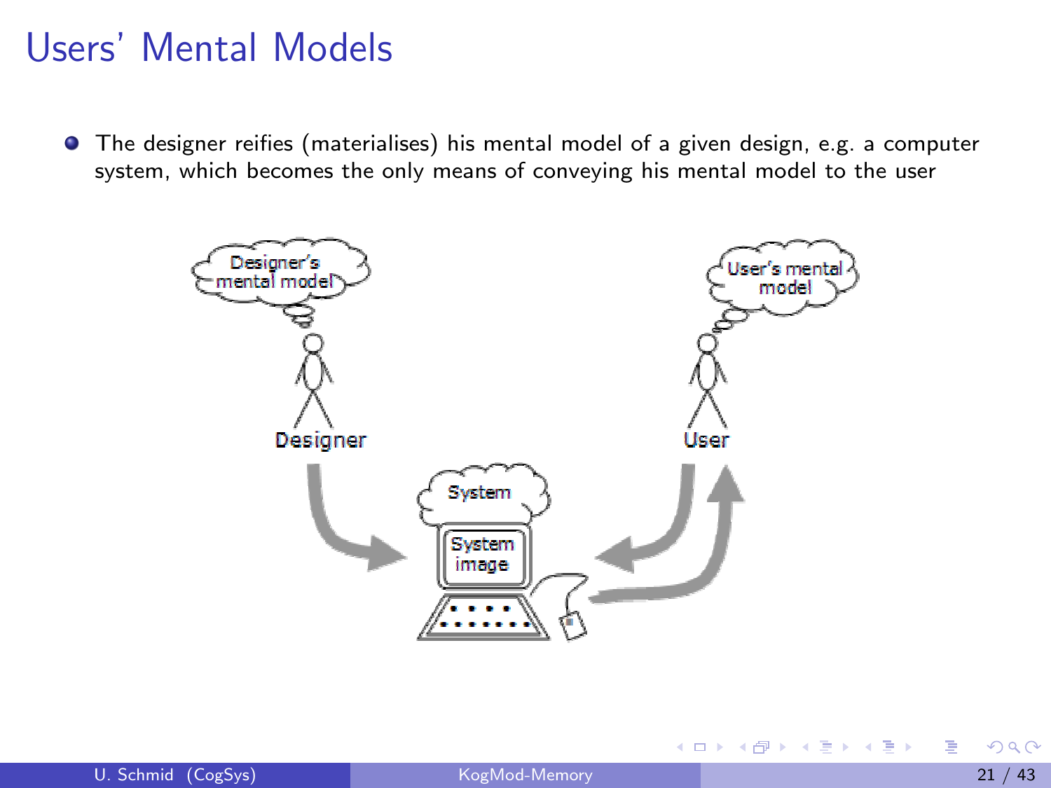# Users' Mental Models

- The designer reifies (materialises) his mental model of a given design, e.g. a computer system, which becomes the only means of conveying his mental model to the user

Designer's mental model

Designer

System

System image

User's mental model

User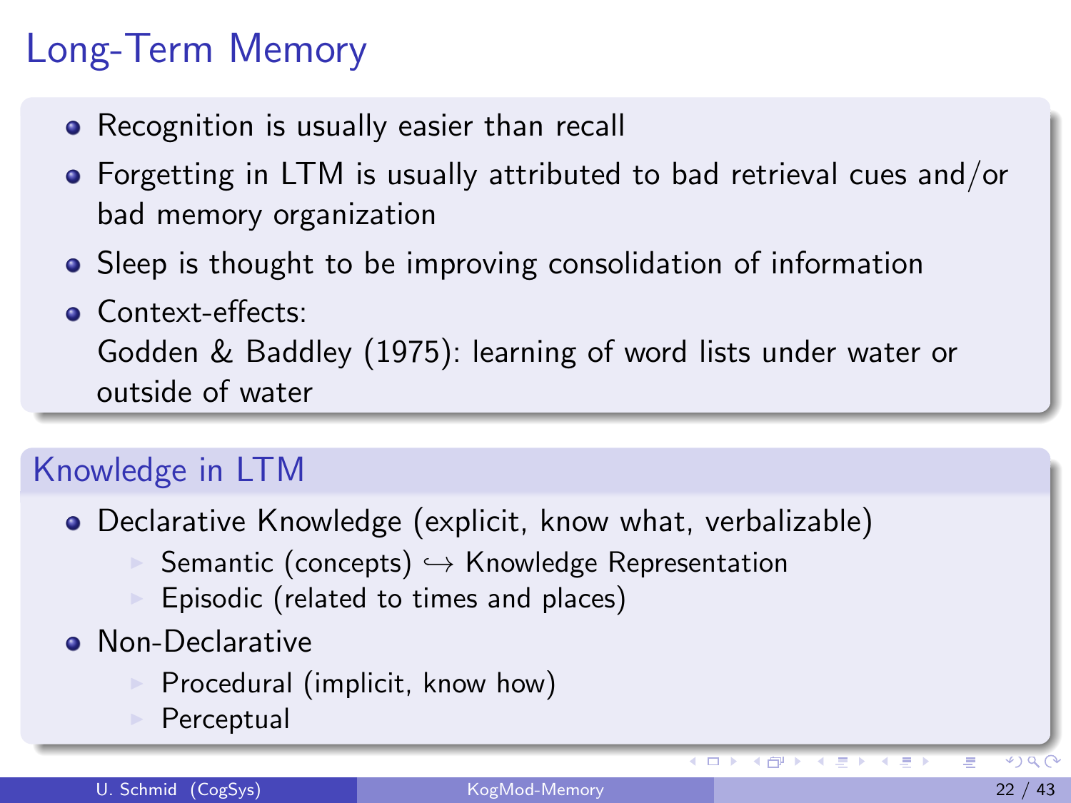# Long-Term Memory

- Recognition is usually easier than recall
- Forgetting in LTM is usually attributed to bad retrieval cues and/or bad memory organization
- Sleep is thought to be improving consolidation of information
- Context-effects:
  Godden & Baddley (1975): learning of word lists under water or outside of water

## Knowledge in LTM

- Declarative Knowledge (explicit, know what, verbalizable)
  - Semantic (concepts) $\hookrightarrow$ Knowledge Representation
  - Episodic (related to times and places)
- Non-Declarative
  - Procedural (implicit, know how)
  - Perceptual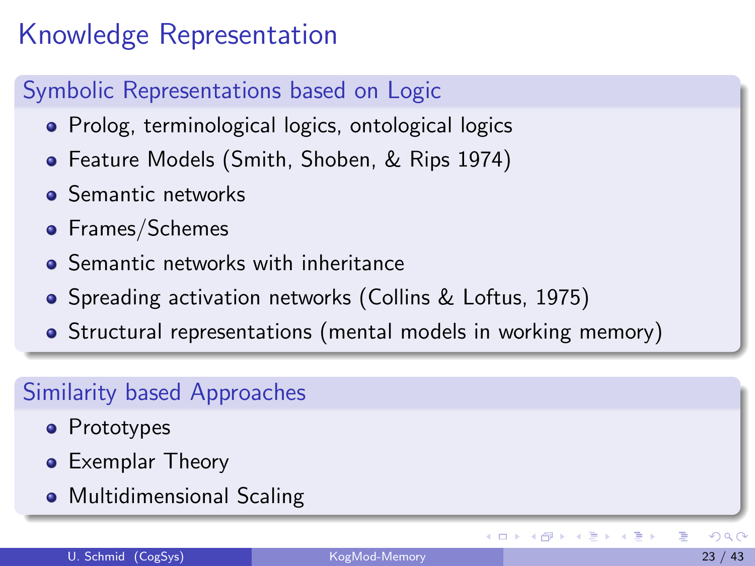# Knowledge Representation

## Symbolic Representations based on Logic

- Prolog, terminological logics, ontological logics
- Feature Models (Smith, Shoben, & Rips 1974)
- Semantic networks
- Frames/Schemes
- Semantic networks with inheritance
- Spreading activation networks (Collins & Loftus, 1975)
- Structural representations (mental models in working memory)

## Similarity based Approaches

- Prototypes
- Exemplar Theory
- Multidimensional Scaling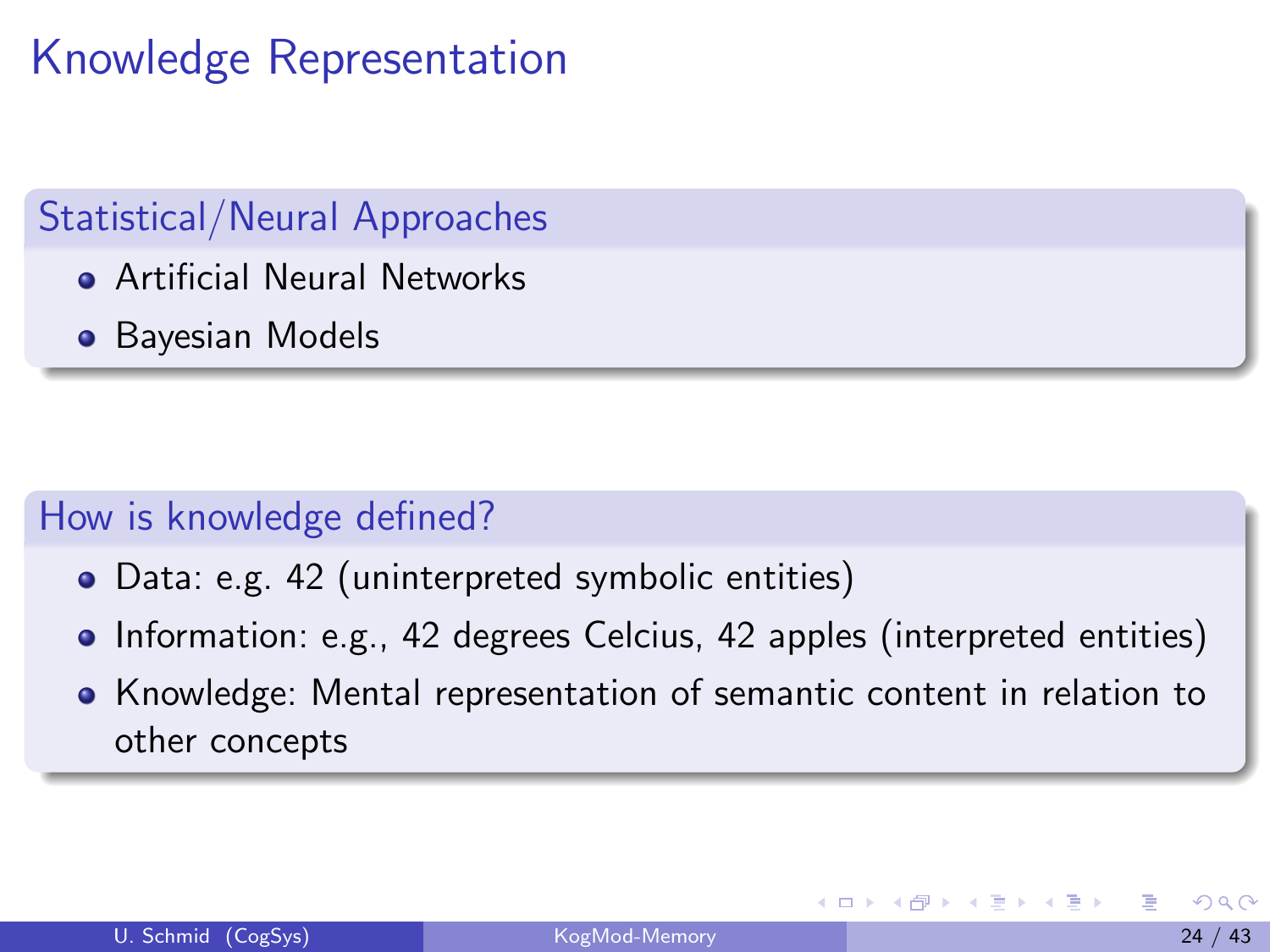# Knowledge Representation

## Statistical/Neural Approaches

- Artificial Neural Networks
- Bayesian Models

## How is knowledge defined?

- Data: e.g. 42 (uninterpreted symbolic entities)
- Information: e.g., 42 degrees Celcius, 42 apples (interpreted entities)
- Knowledge: Mental representation of semantic content in relation to other concepts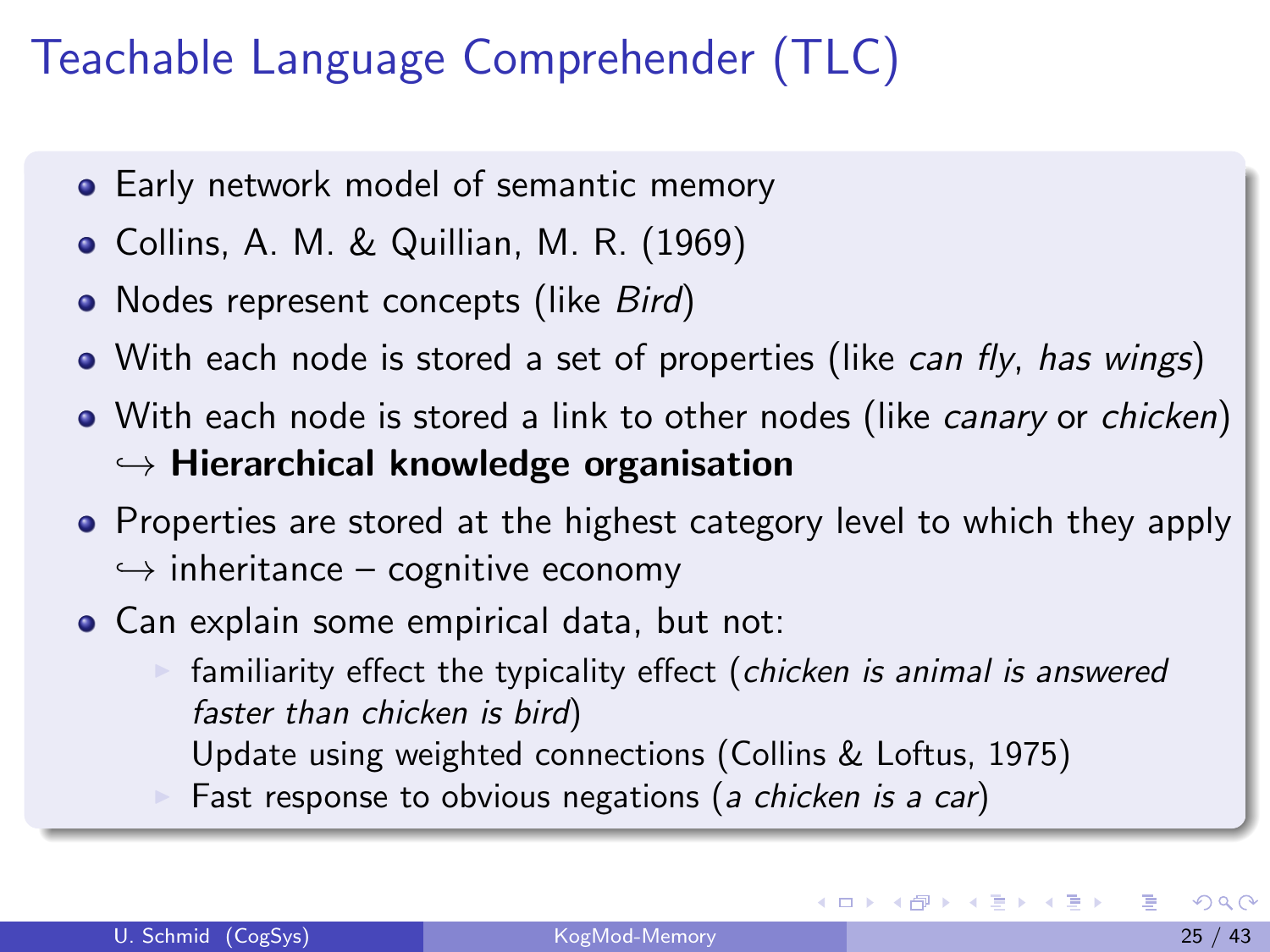# Teachable Language Comprehender (TLC)

- Early network model of semantic memory
- Collins, A. M. & Quillian, M. R. (1969)
- Nodes represent concepts (like *Bird*)
- With each node is stored a set of properties (like *can fly*, *has wings*)
- With each node is stored a link to other nodes (like *canary* or *chicken*)
  ↪ **Hierarchical knowledge organisation**
- Properties are stored at the highest category level to which they apply
  ↪ inheritance – cognitive economy
- Can explain some empirical data, but not:
  - familiarity effect the typicality effect (*chicken is animal is answered faster than chicken is bird*)
    Update using weighted connections (Collins & Loftus, 1975)
  - Fast response to obvious negations (*a chicken is a car*)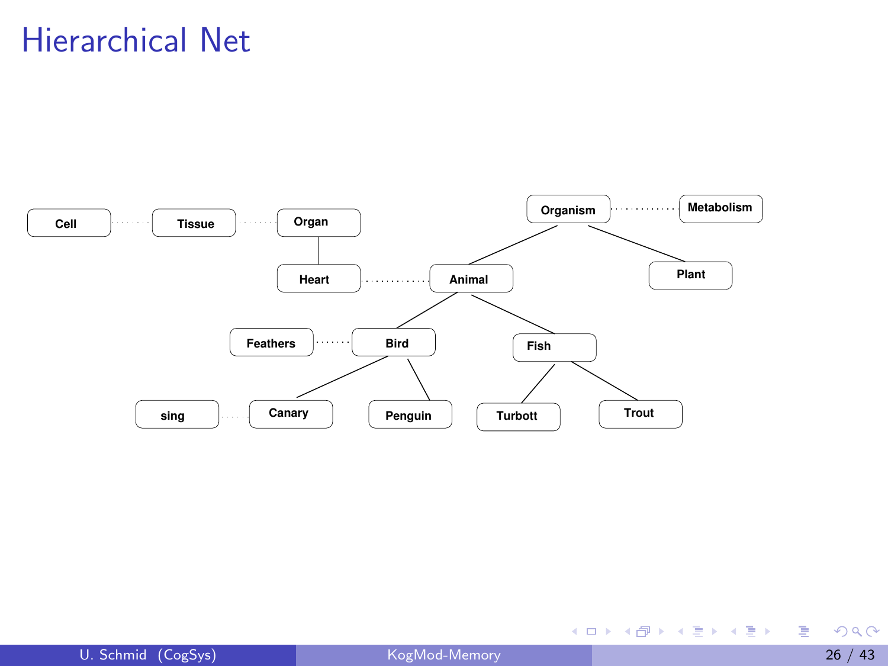# Hierarchical Net

Cell · · · Tissue · · · Organ

Heart · · · Animal

Organism · · · Metabolism

Plant

Feathers · · · Bird

Fish

sing · · · Canary

Penguin

Turbott

Trout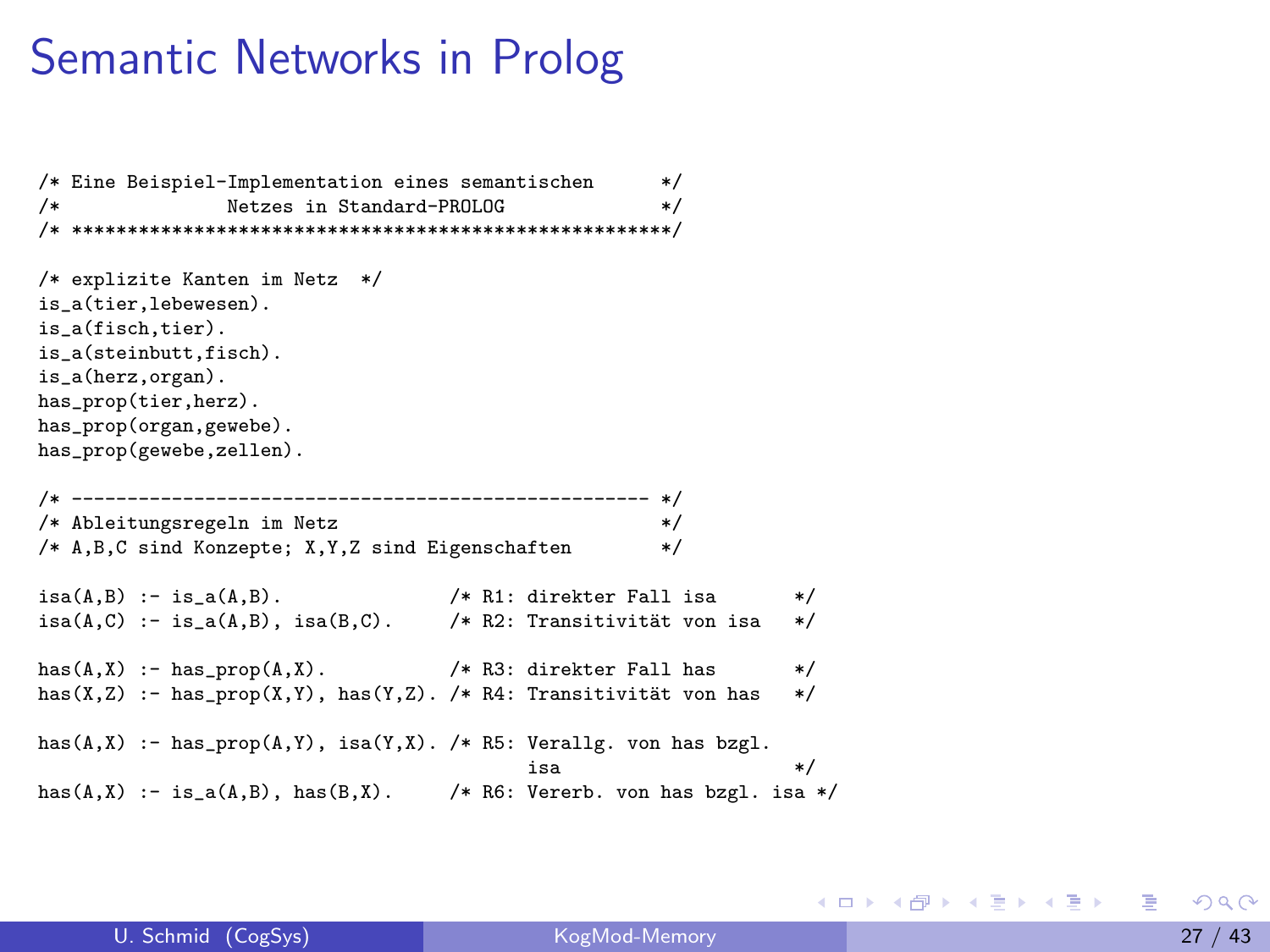# Semantic Networks in Prolog

```
/* Eine Beispiel-Implementation eines semantischen      */
/*              Netzes in Standard-PROLOG               */
/* ****************************************************/

/* explizite Kanten im Netz  */
is_a(tier,lebewesen).
is_a(fisch,tier).
is_a(steinbutt,fisch).
is_a(herz,organ).
has_prop(tier,herz).
has_prop(organ,gewebe).
has_prop(gewebe,zellen).

/* --------------------------------------------------- */
/* Ableitungsregeln im Netz                            */
/* A,B,C sind Konzepte; X,Y,Z sind Eigenschaften       */

isa(A,B) :- is_a(A,B).              /* R1: direkter Fall isa       */
isa(A,C) :- is_a(A,B), isa(B,C).    /* R2: Transitivität von isa   */

has(A,X) :- has_prop(A,X).          /* R3: direkter Fall has       */
has(X,Z) :- has_prop(X,Y), has(Y,Z). /* R4: Transitivität von has   */

has(A,X) :- has_prop(A,Y), isa(Y,X). /* R5: Verallg. von has bzgl.
                                            isa                    */
has(A,X) :- is_a(A,B), has(B,X).    /* R6: Vererb. von has bzgl. isa */
```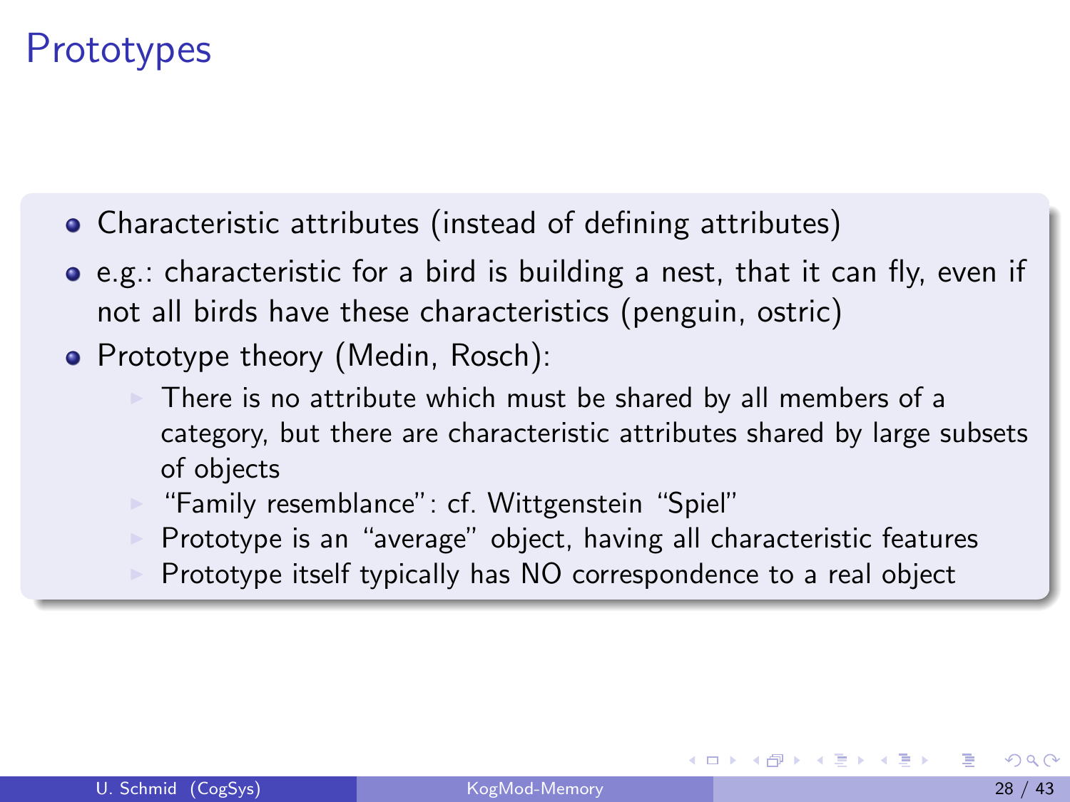# Prototypes

- Characteristic attributes (instead of defining attributes)
- e.g.: characteristic for a bird is building a nest, that it can fly, even if not all birds have these characteristics (penguin, ostric)
- Prototype theory (Medin, Rosch):
  - There is no attribute which must be shared by all members of a category, but there are characteristic attributes shared by large subsets of objects
  - "Family resemblance": cf. Wittgenstein "Spiel"
  - Prototype is an "average" object, having all characteristic features
  - Prototype itself typically has NO correspondence to a real object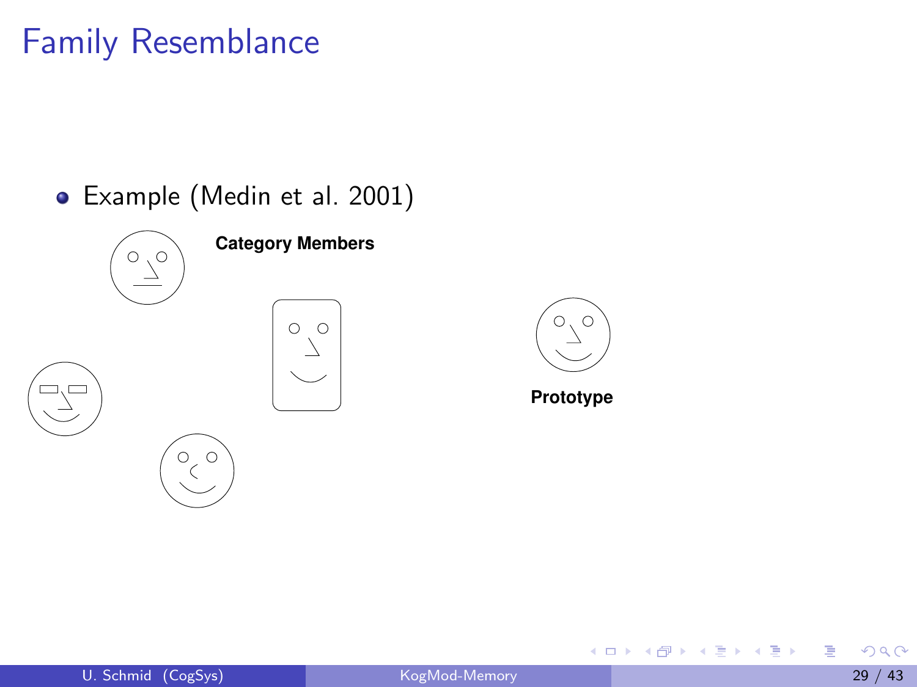# Family Resemblance

- Example (Medin et al. 2001)

**Category Members**

**Prototype**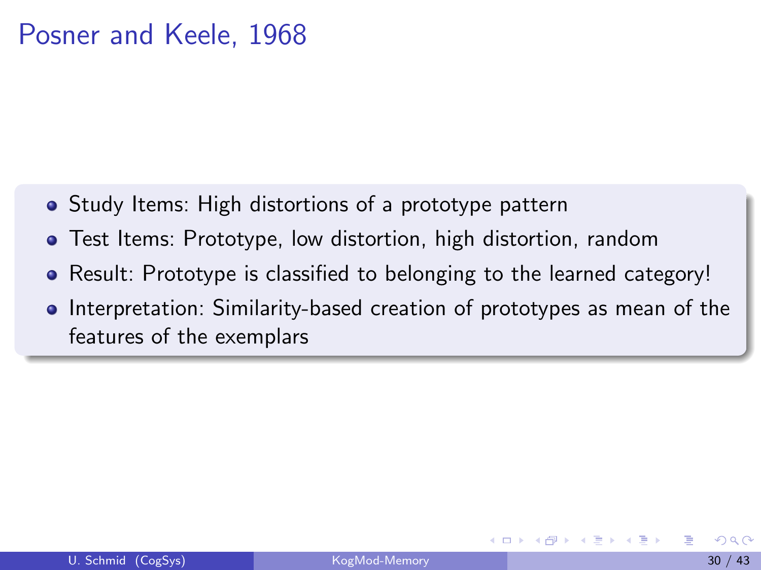# Posner and Keele, 1968

- Study Items: High distortions of a prototype pattern
- Test Items: Prototype, low distortion, high distortion, random
- Result: Prototype is classified to belonging to the learned category!
- Interpretation: Similarity-based creation of prototypes as mean of the features of the exemplars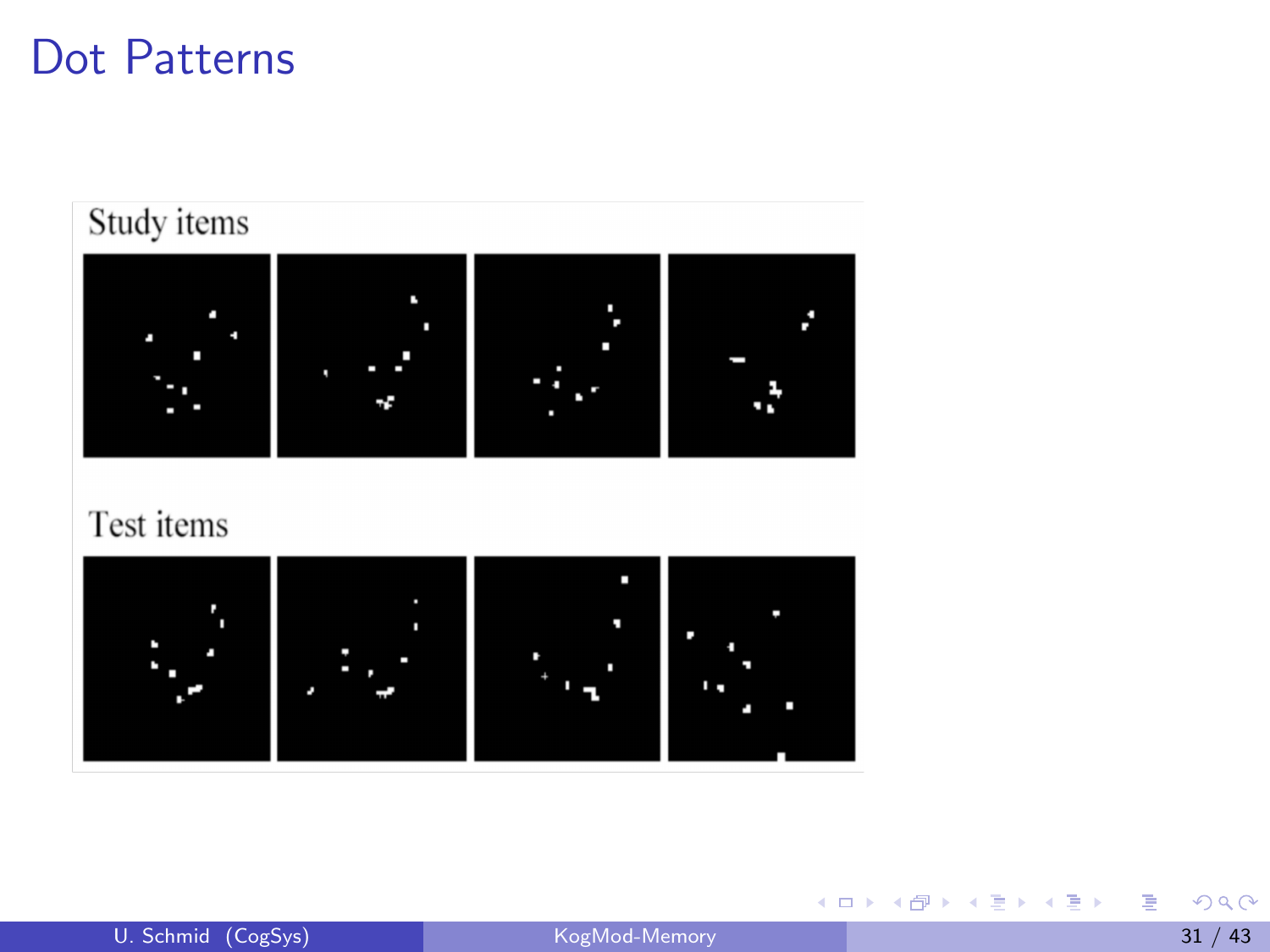# Dot Patterns

Study items

Test items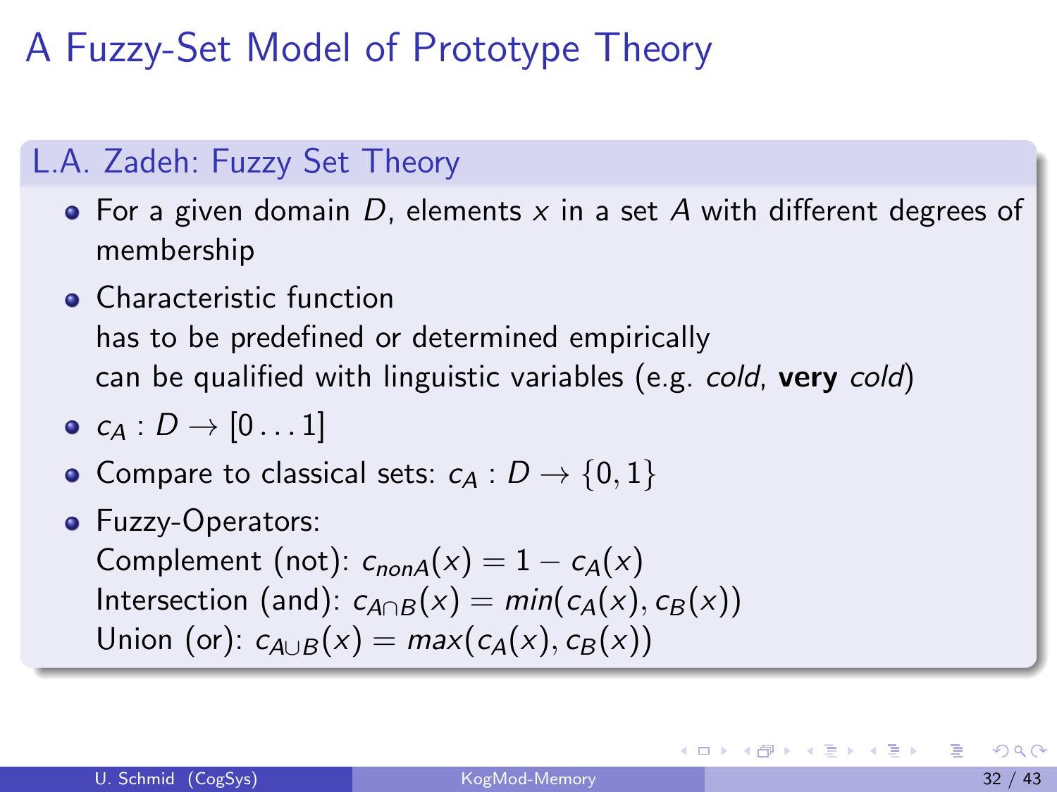# A Fuzzy-Set Model of Prototype Theory

## L.A. Zadeh: Fuzzy Set Theory

- For a given domain $D$, elements $x$ in a set $A$ with different degrees of membership
- Characteristic function
  has to be predefined or determined empirically
  can be qualified with linguistic variables (e.g. *cold*, **very** *cold*)
- $c_A : D \rightarrow [0 \dots 1]$
- Compare to classical sets: $c_A : D \rightarrow \{0, 1\}$
- Fuzzy-Operators:
  Complement (not): $c_{nonA}(x) = 1 - c_A(x)$
  Intersection (and): $c_{A \cap B}(x) = min(c_A(x), c_B(x))$
  Union (or): $c_{A \cup B}(x) = max(c_A(x), c_B(x))$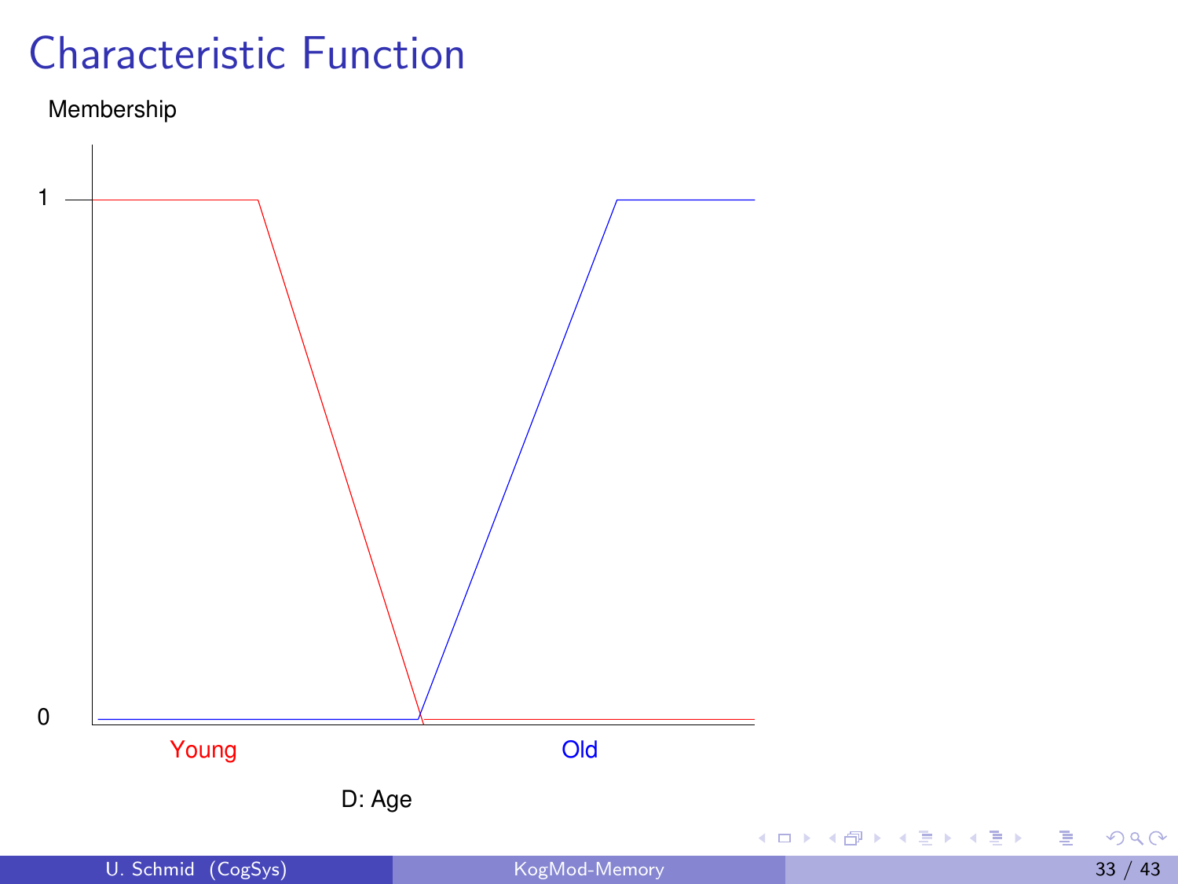# Characteristic Function

Membership

1

0

Young

Old

D: Age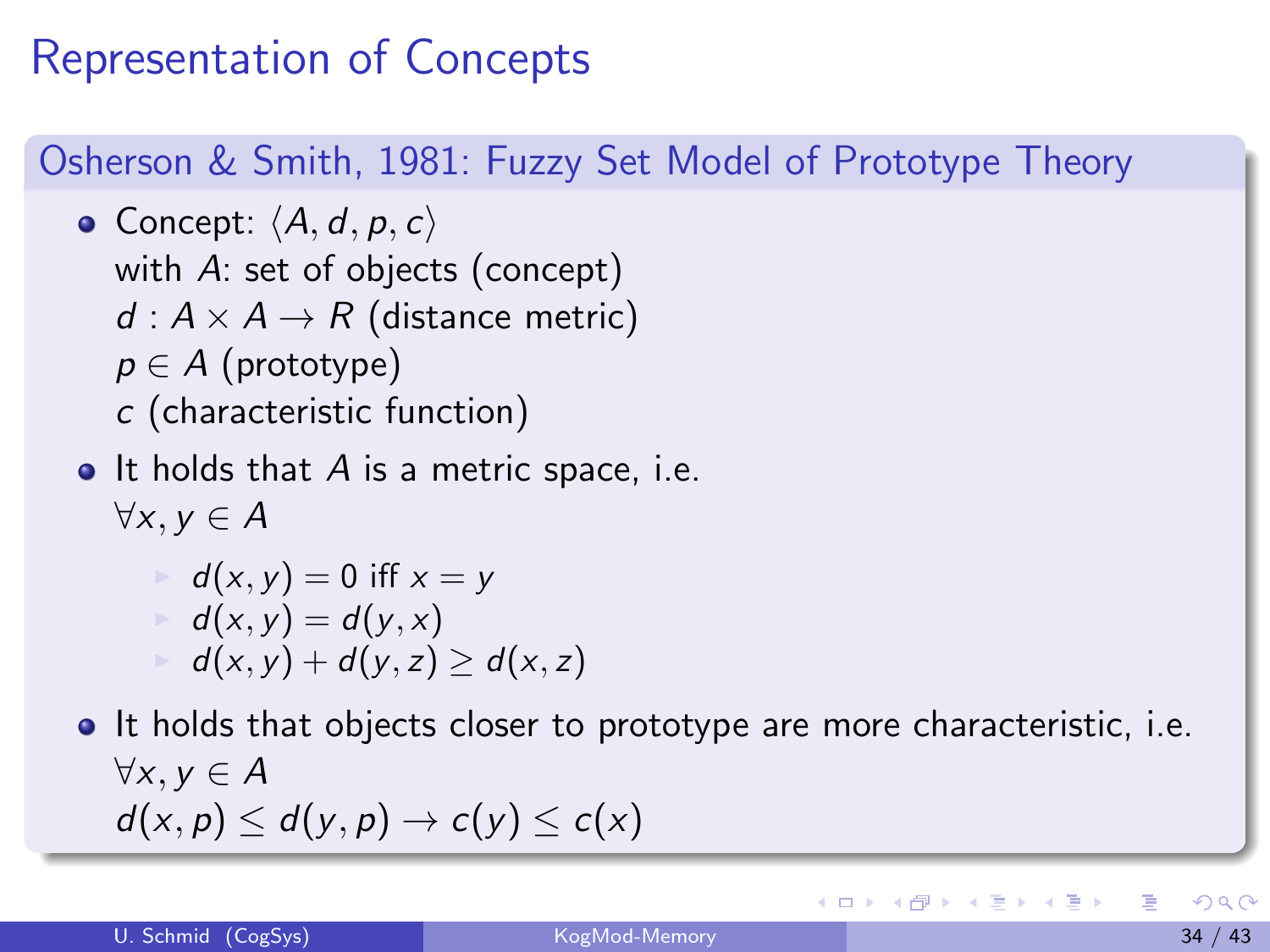# Representation of Concepts

## Osherson & Smith, 1981: Fuzzy Set Model of Prototype Theory

- Concept: $\langle A, d, p, c \rangle$
  with $A$: set of objects (concept)
  $d : A \times A \rightarrow R$ (distance metric)
  $p \in A$ (prototype)
  $c$ (characteristic function)
- It holds that $A$ is a metric space, i.e.
  $\forall x, y \in A$
  - $d(x, y) = 0$ iff $x = y$
  - $d(x, y) = d(y, x)$
  - $d(x, y) + d(y, z) \geq d(x, z)$
- It holds that objects closer to prototype are more characteristic, i.e.
  $\forall x, y \in A$
  $d(x, p) \leq d(y, p) \rightarrow c(y) \leq c(x)$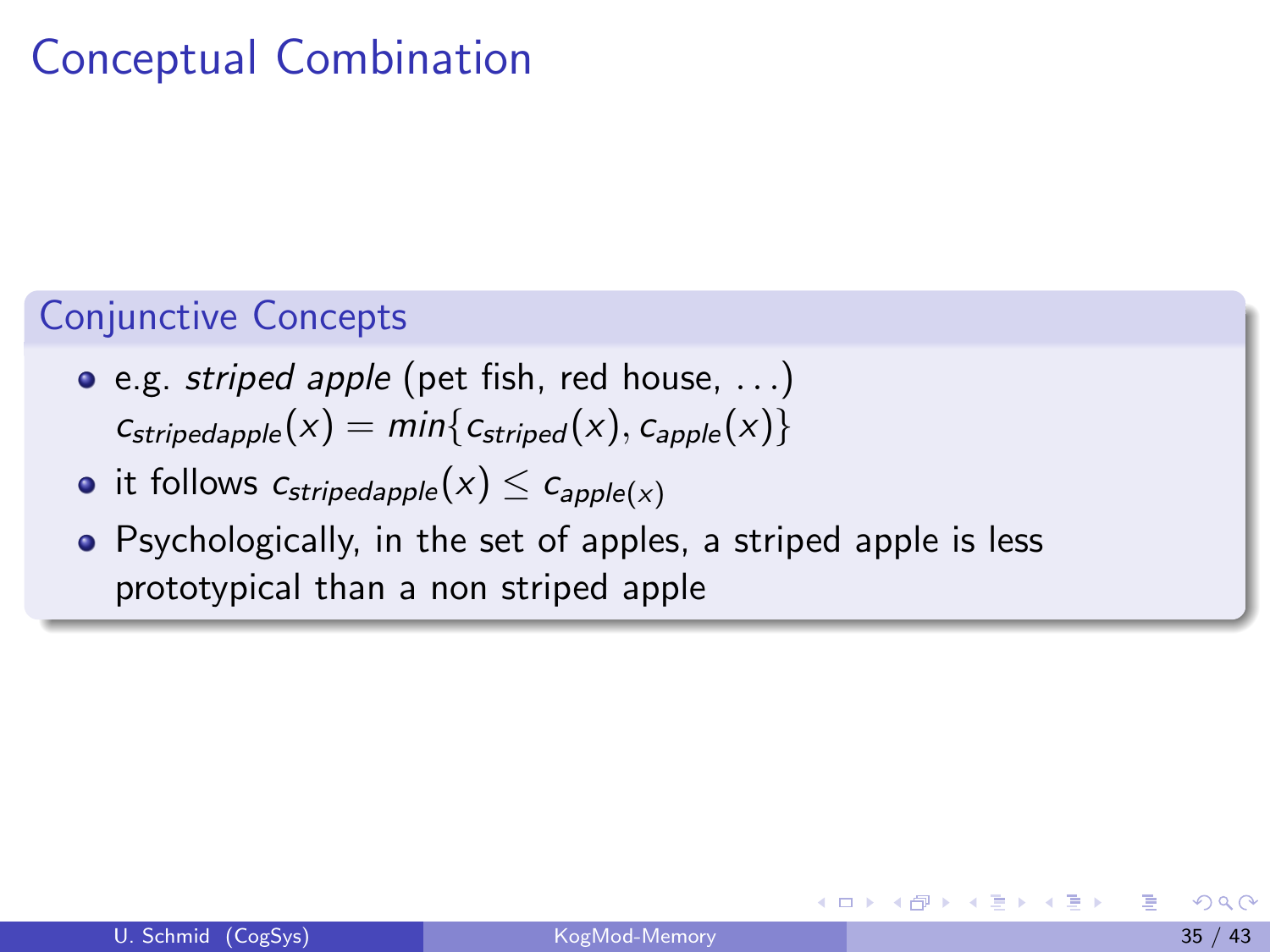# Conceptual Combination

## Conjunctive Concepts

- e.g. *striped apple* (pet fish, red house, ...)
  $c_{stripedapple}(x) = min\{c_{striped}(x), c_{apple}(x)\}$
- it follows $c_{stripedapple}(x) \leq c_{apple(x)}$
- Psychologically, in the set of apples, a striped apple is less prototypical than a non striped apple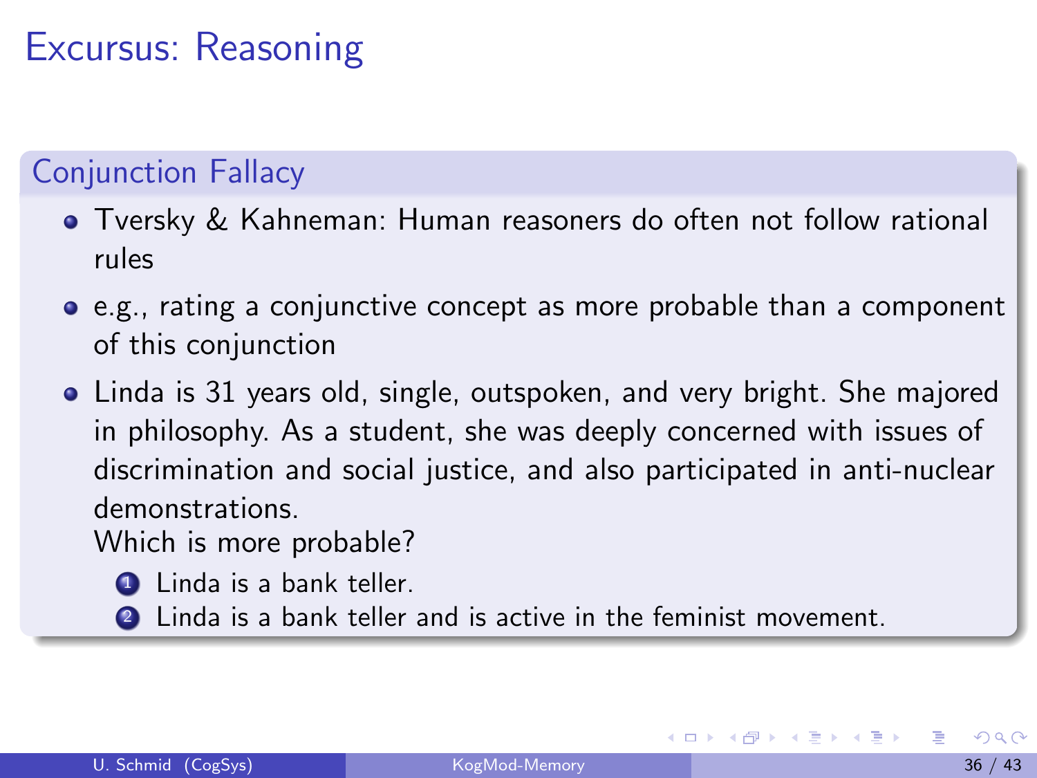# Excursus: Reasoning

## Conjunction Fallacy

- Tversky & Kahneman: Human reasoners do often not follow rational rules
- e.g., rating a conjunctive concept as more probable than a component of this conjunction
- Linda is 31 years old, single, outspoken, and very bright. She majored in philosophy. As a student, she was deeply concerned with issues of discrimination and social justice, and also participated in anti-nuclear demonstrations.
  Which is more probable?
  1. Linda is a bank teller.
  2. Linda is a bank teller and is active in the feminist movement.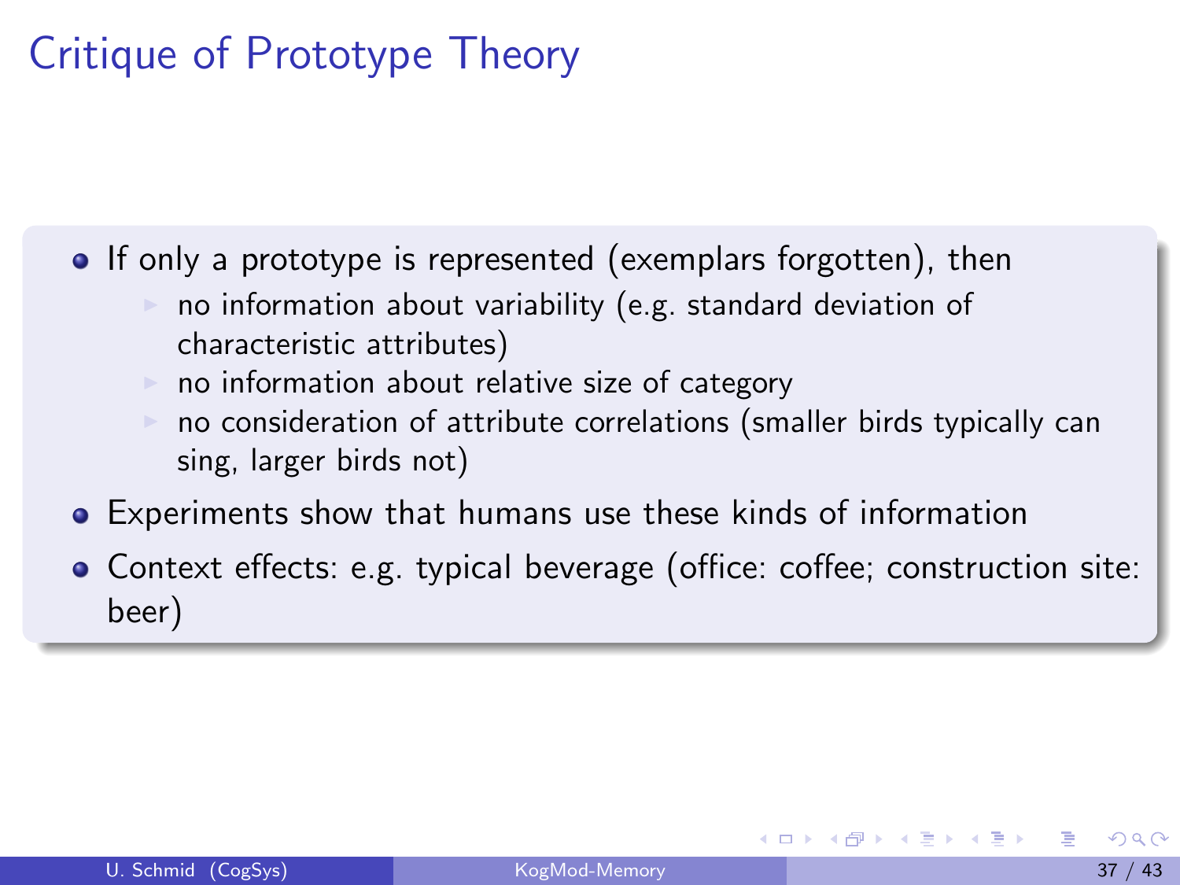# Critique of Prototype Theory

- If only a prototype is represented (exemplars forgotten), then
  - no information about variability (e.g. standard deviation of characteristic attributes)
  - no information about relative size of category
  - no consideration of attribute correlations (smaller birds typically can sing, larger birds not)
- Experiments show that humans use these kinds of information
- Context effects: e.g. typical beverage (office: coffee; construction site: beer)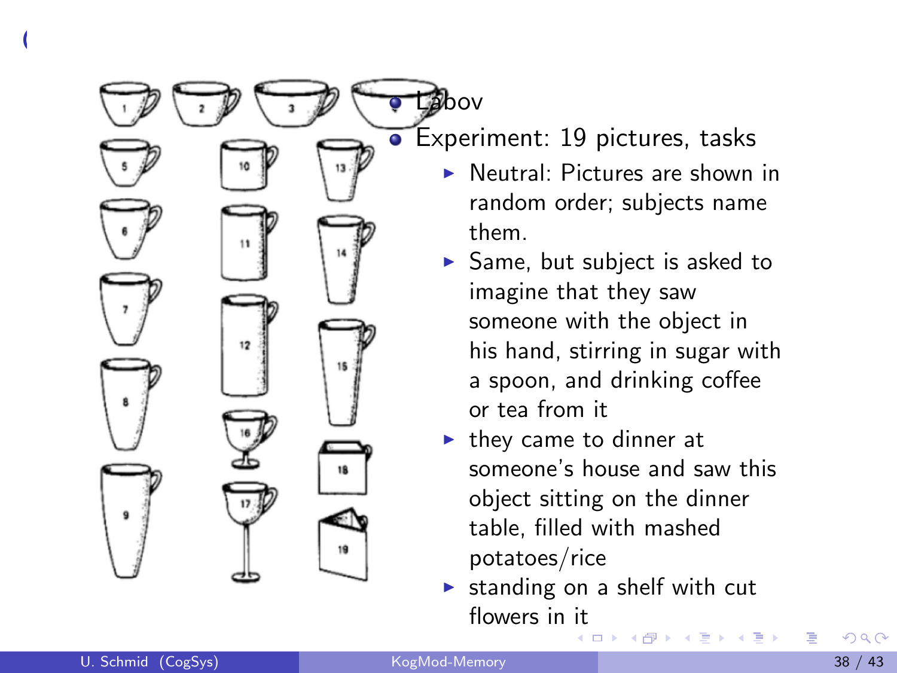- Labov
- Experiment: 19 pictures, tasks
  - Neutral: Pictures are shown in random order; subjects name them.
  - Same, but subject is asked to imagine that they saw someone with the object in his hand, stirring in sugar with a spoon, and drinking coffee or tea from it
  - they came to dinner at someone's house and saw this object sitting on the dinner table, filled with mashed potatoes/rice
  - standing on a shelf with cut flowers in it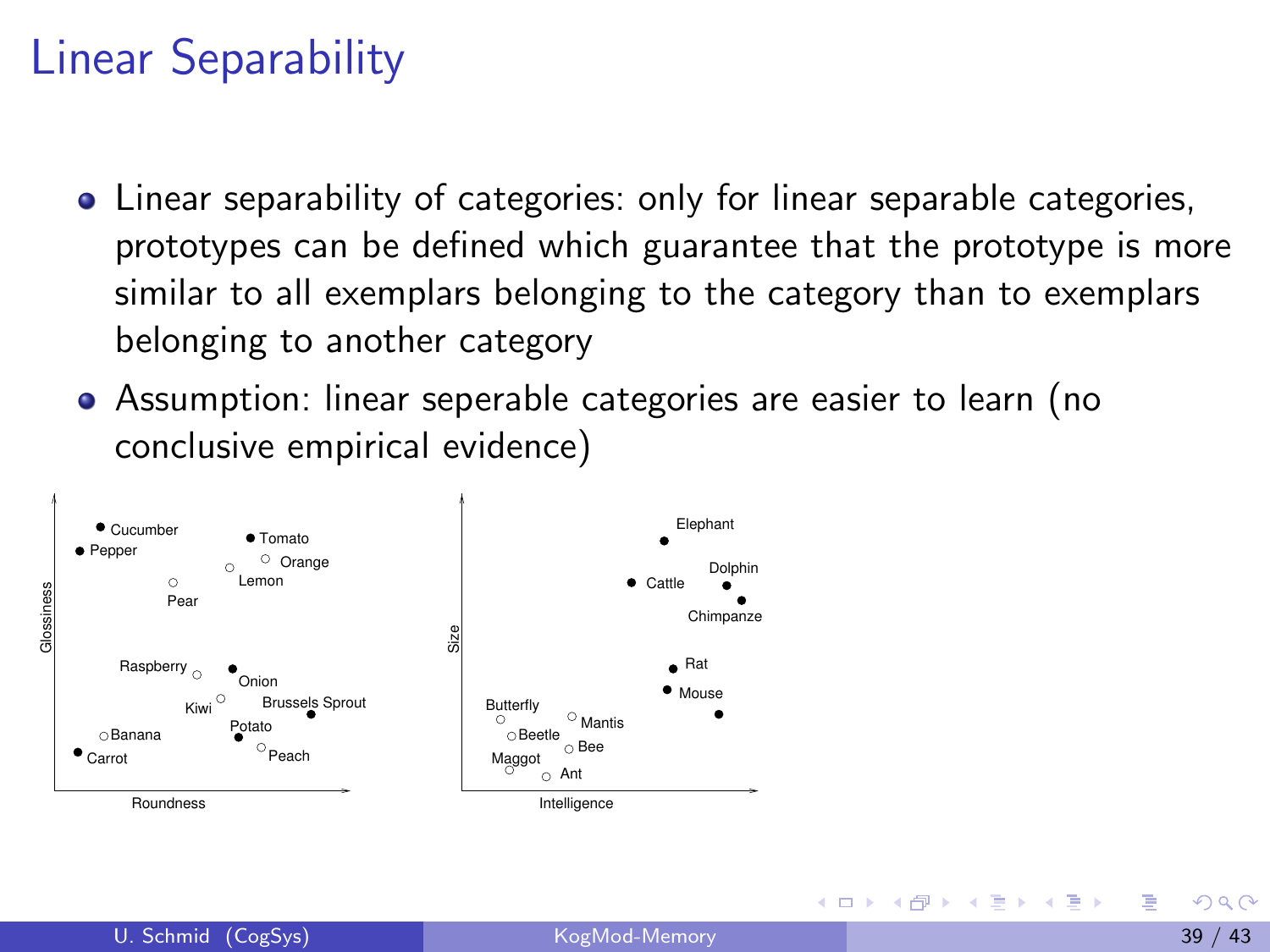# Linear Separability

- Linear separability of categories: only for linear separable categories, prototypes can be defined which guarantee that the prototype is more similar to all exemplars belonging to the category than to exemplars belonging to another category
- Assumption: linear seperable categories are easier to learn (no conclusive empirical evidence)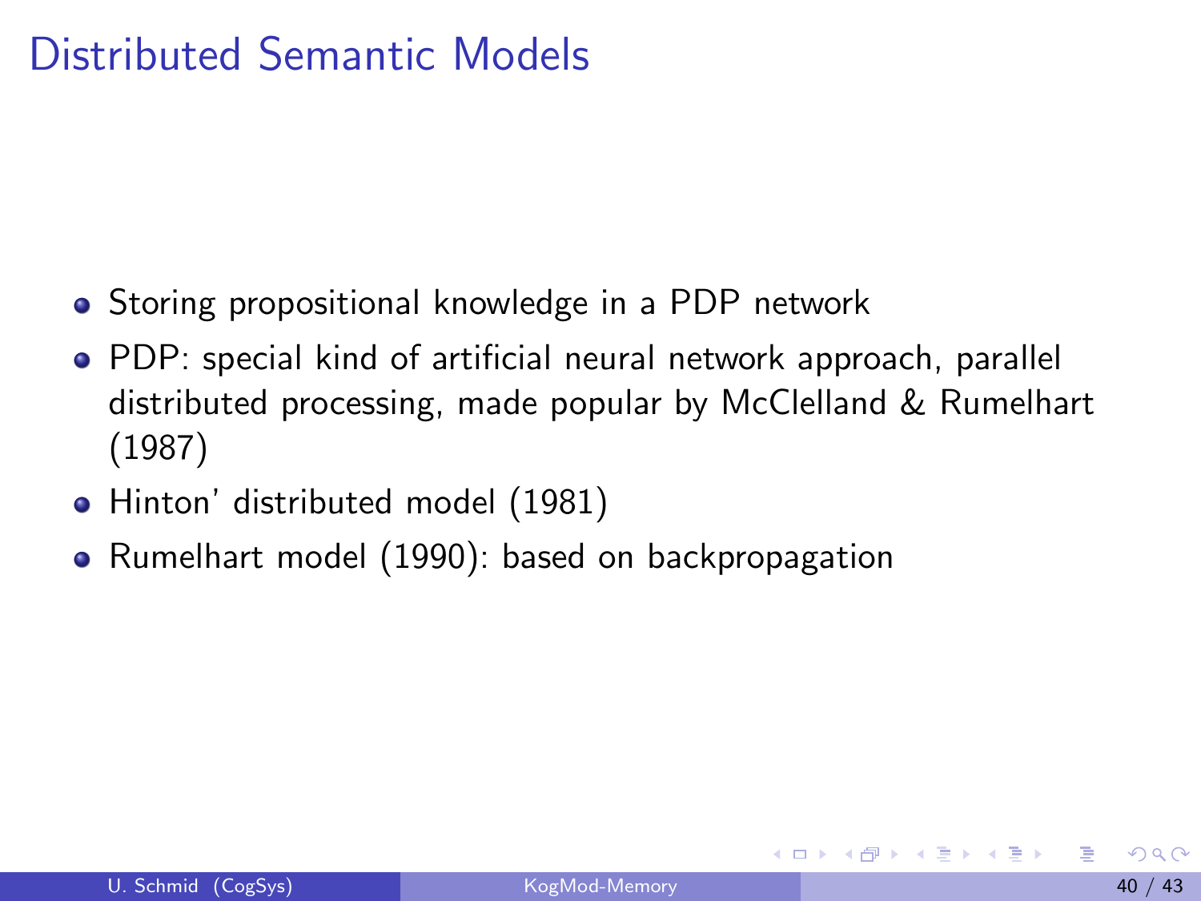# Distributed Semantic Models

- Storing propositional knowledge in a PDP network
- PDP: special kind of artificial neural network approach, parallel distributed processing, made popular by McClelland & Rumelhart (1987)
- Hinton' distributed model (1981)
- Rumelhart model (1990): based on backpropagation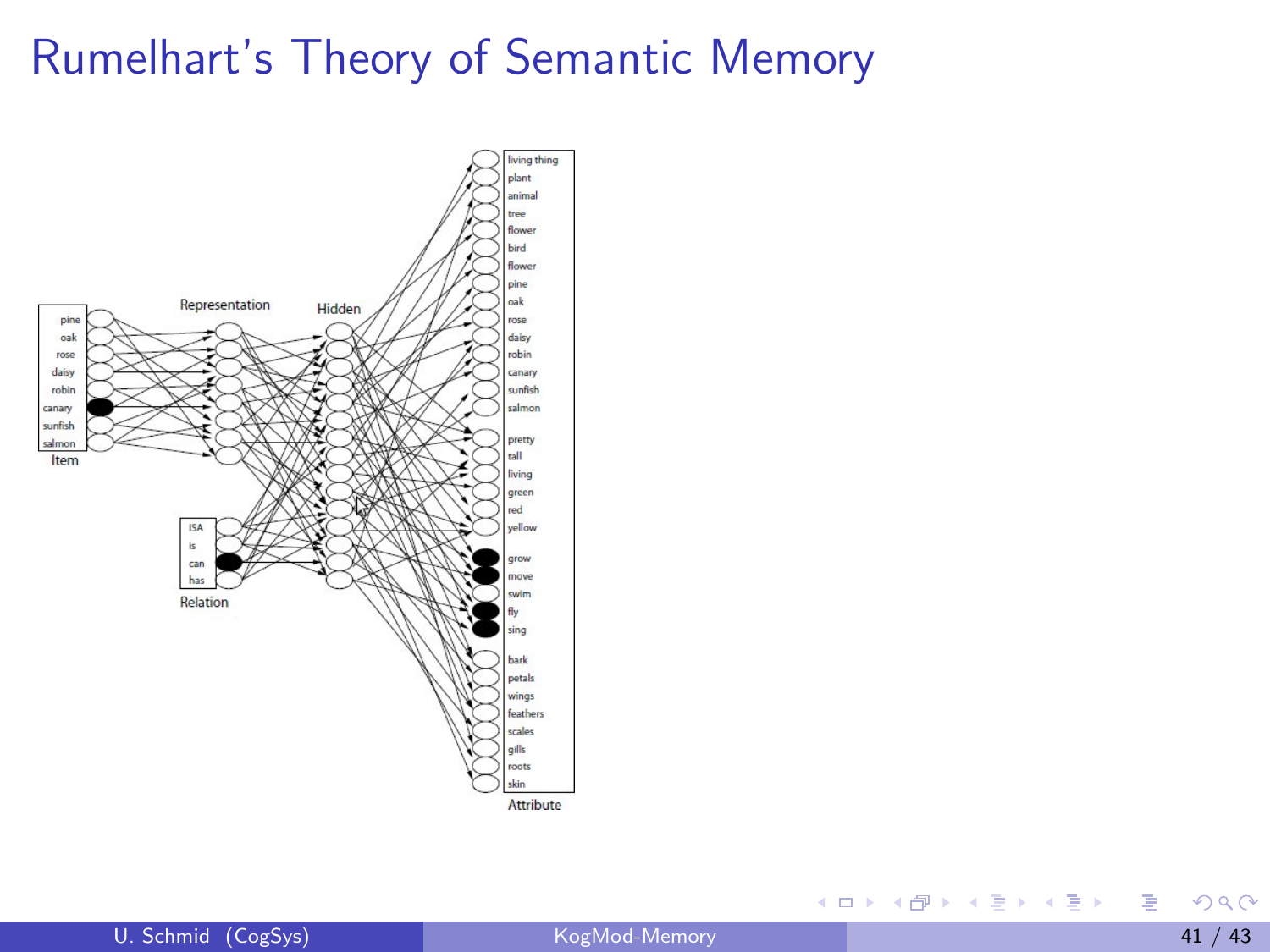# Rumelhart's Theory of Semantic Memory

Item: pine, oak, rose, daisy, robin, canary, sunfish, salmon

Representation

Hidden

Relation: ISA, is, can, has

Attribute: living thing, plant, animal, tree, flower, bird, flower, pine, oak, rose, daisy, robin, canary, sunfish, salmon, pretty, tall, living, green, red, yellow, grow, move, swim, fly, sing, bark, petals, wings, feathers, scales, gills, roots, skin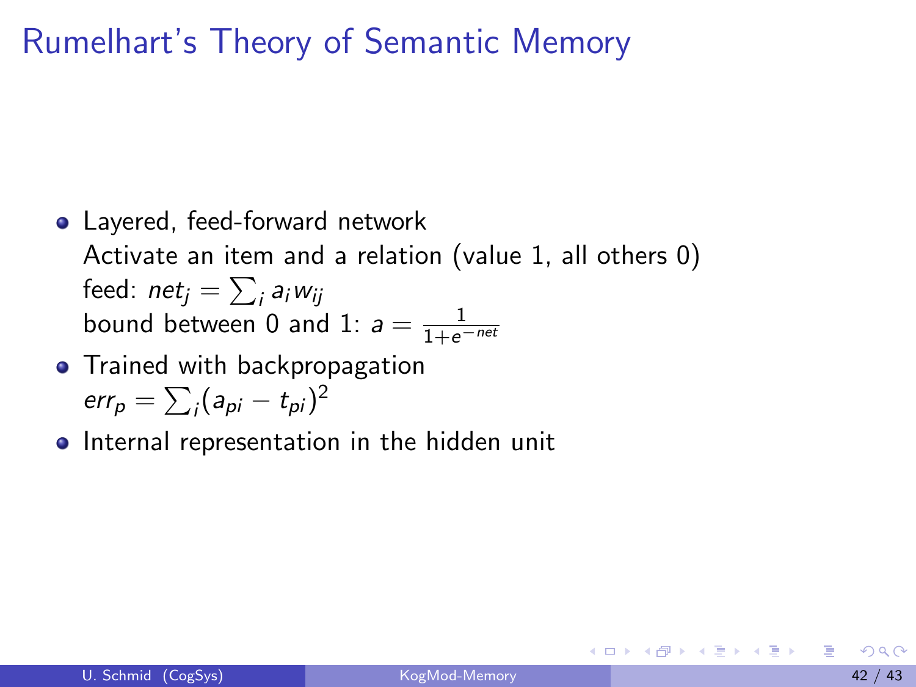# Rumelhart's Theory of Semantic Memory

- Layered, feed-forward network
  Activate an item and a relation (value 1, all others 0)
  feed: $net_j = \sum_i a_i w_{ij}$
  bound between 0 and 1: $a = \frac{1}{1+e^{-net}}$
- Trained with backpropagation
  $err_p = \sum_i (a_{pi} - t_{pi})^2$
- Internal representation in the hidden unit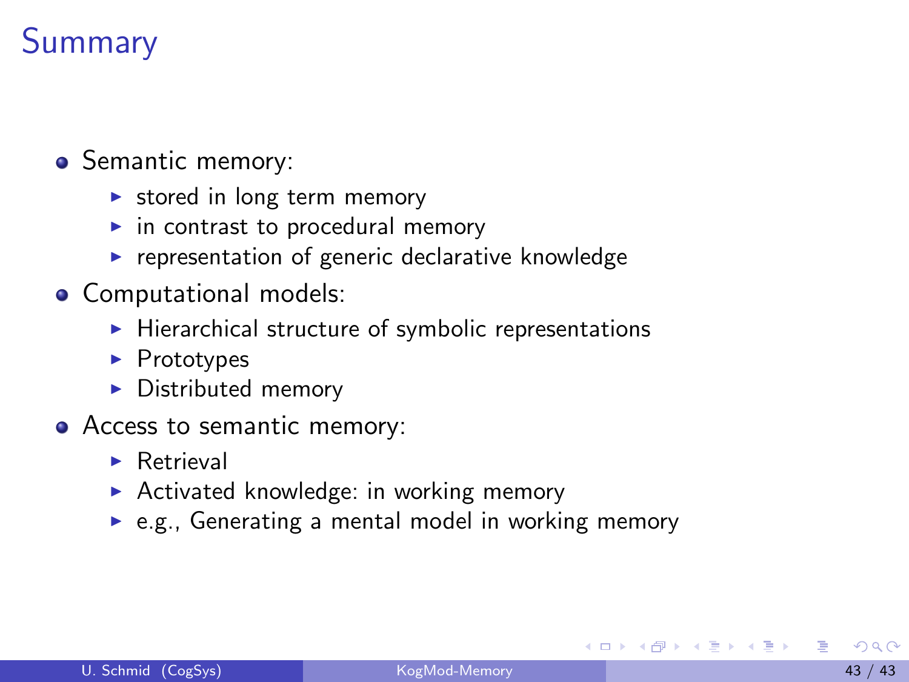# Summary

- Semantic memory:
  - stored in long term memory
  - in contrast to procedural memory
  - representation of generic declarative knowledge
- Computational models:
  - Hierarchical structure of symbolic representations
  - Prototypes
  - Distributed memory
- Access to semantic memory:
  - Retrieval
  - Activated knowledge: in working memory
  - e.g., Generating a mental model in working memory